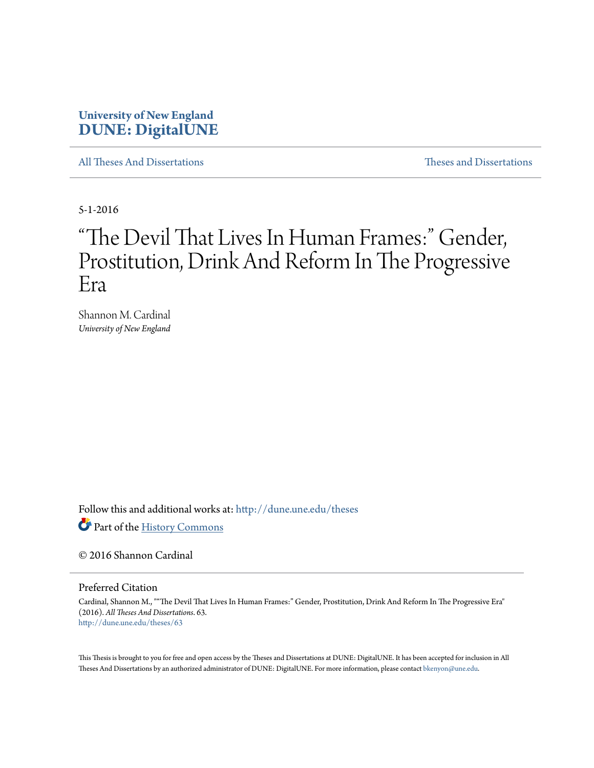**University of New England**
**DUNE: DigitalUNE**

All Theses And Dissertations | Theses and Dissertations

5-1-2016

# "The Devil That Lives In Human Frames:" Gender, Prostitution, Drink And Reform In The Progressive Era

Shannon M. Cardinal
*University of New England*

Follow this and additional works at: http://dune.une.edu/theses

Part of the History Commons

© 2016 Shannon Cardinal

## Preferred Citation

Cardinal, Shannon M., ""The Devil That Lives In Human Frames:" Gender, Prostitution, Drink And Reform In The Progressive Era" (2016). *All Theses And Dissertations*. 63.
http://dune.une.edu/theses/63

This Thesis is brought to you for free and open access by the Theses and Dissertations at DUNE: DigitalUNE. It has been accepted for inclusion in All Theses And Dissertations by an authorized administrator of DUNE: DigitalUNE. For more information, please contact bkenyon@une.edu.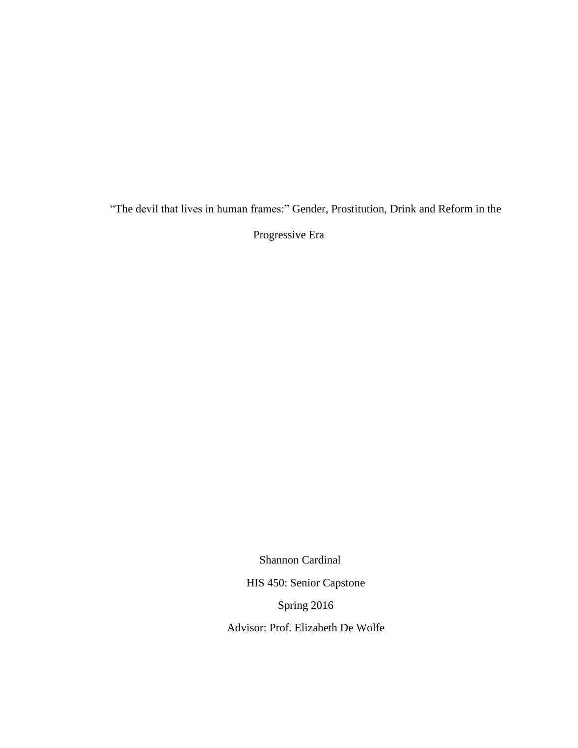# "The devil that lives in human frames:" Gender, Prostitution, Drink and Reform in the Progressive Era

Shannon Cardinal

HIS 450: Senior Capstone

Spring 2016

Advisor: Prof. Elizabeth De Wolfe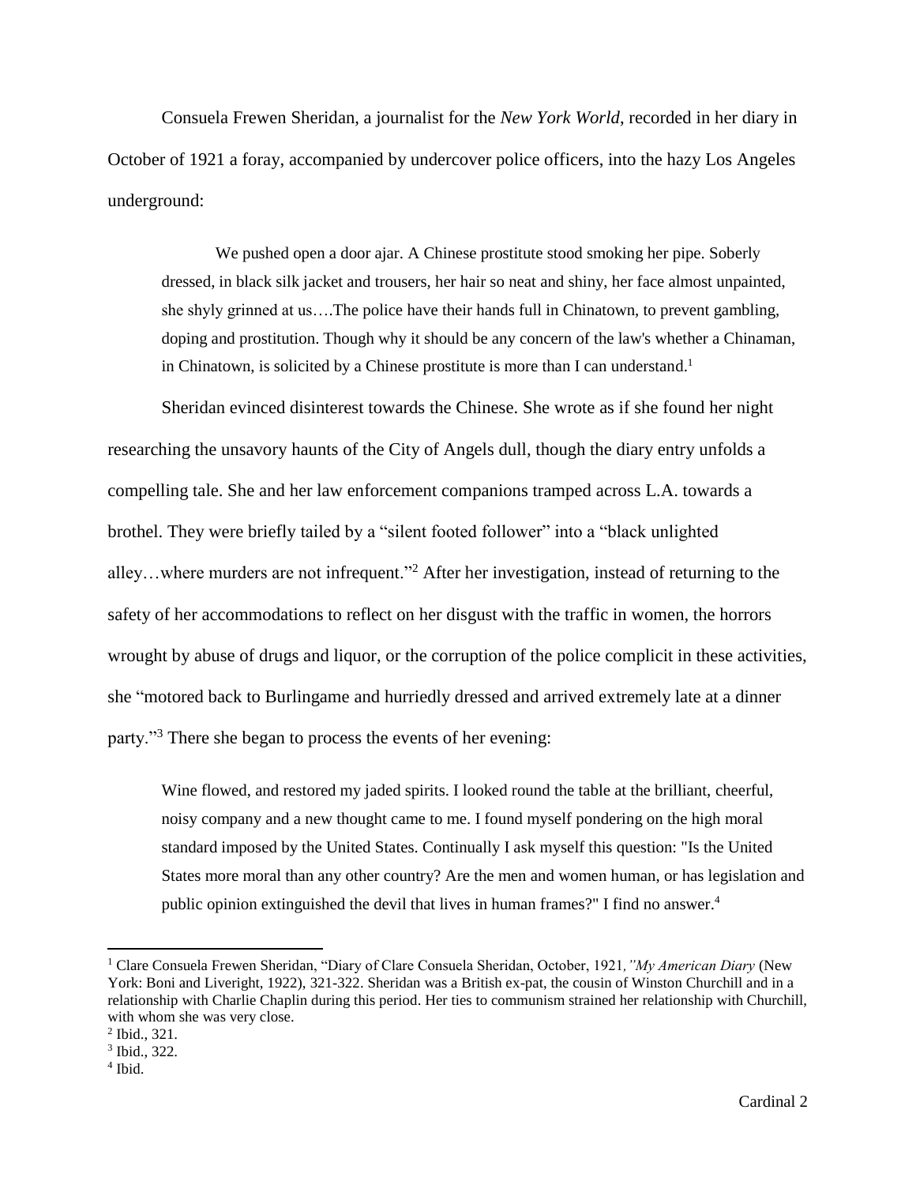Consuela Frewen Sheridan, a journalist for the *New York World*, recorded in her diary in October of 1921 a foray, accompanied by undercover police officers, into the hazy Los Angeles underground:

> We pushed open a door ajar. A Chinese prostitute stood smoking her pipe. Soberly dressed, in black silk jacket and trousers, her hair so neat and shiny, her face almost unpainted, she shyly grinned at us….The police have their hands full in Chinatown, to prevent gambling, doping and prostitution. Though why it should be any concern of the law's whether a Chinaman, in Chinatown, is solicited by a Chinese prostitute is more than I can understand.[1]

Sheridan evinced disinterest towards the Chinese. She wrote as if she found her night researching the unsavory haunts of the City of Angels dull, though the diary entry unfolds a compelling tale. She and her law enforcement companions tramped across L.A. towards a brothel. They were briefly tailed by a "silent footed follower" into a "black unlighted alley…where murders are not infrequent."[2] After her investigation, instead of returning to the safety of her accommodations to reflect on her disgust with the traffic in women, the horrors wrought by abuse of drugs and liquor, or the corruption of the police complicit in these activities, she "motored back to Burlingame and hurriedly dressed and arrived extremely late at a dinner party."[3] There she began to process the events of her evening:

> Wine flowed, and restored my jaded spirits. I looked round the table at the brilliant, cheerful, noisy company and a new thought came to me. I found myself pondering on the high moral standard imposed by the United States. Continually I ask myself this question: "Is the United States more moral than any other country? Are the men and women human, or has legislation and public opinion extinguished the devil that lives in human frames?" I find no answer.[4]

---

[1] Clare Consuela Frewen Sheridan, "Diary of Clare Consuela Sheridan, October, 1921*," My American Diary* (New York: Boni and Liveright, 1922), 321-322. Sheridan was a British ex-pat, the cousin of Winston Churchill and in a relationship with Charlie Chaplin during this period. Her ties to communism strained her relationship with Churchill, with whom she was very close.

[2] Ibid., 321.

[3] Ibid., 322.

[4] Ibid.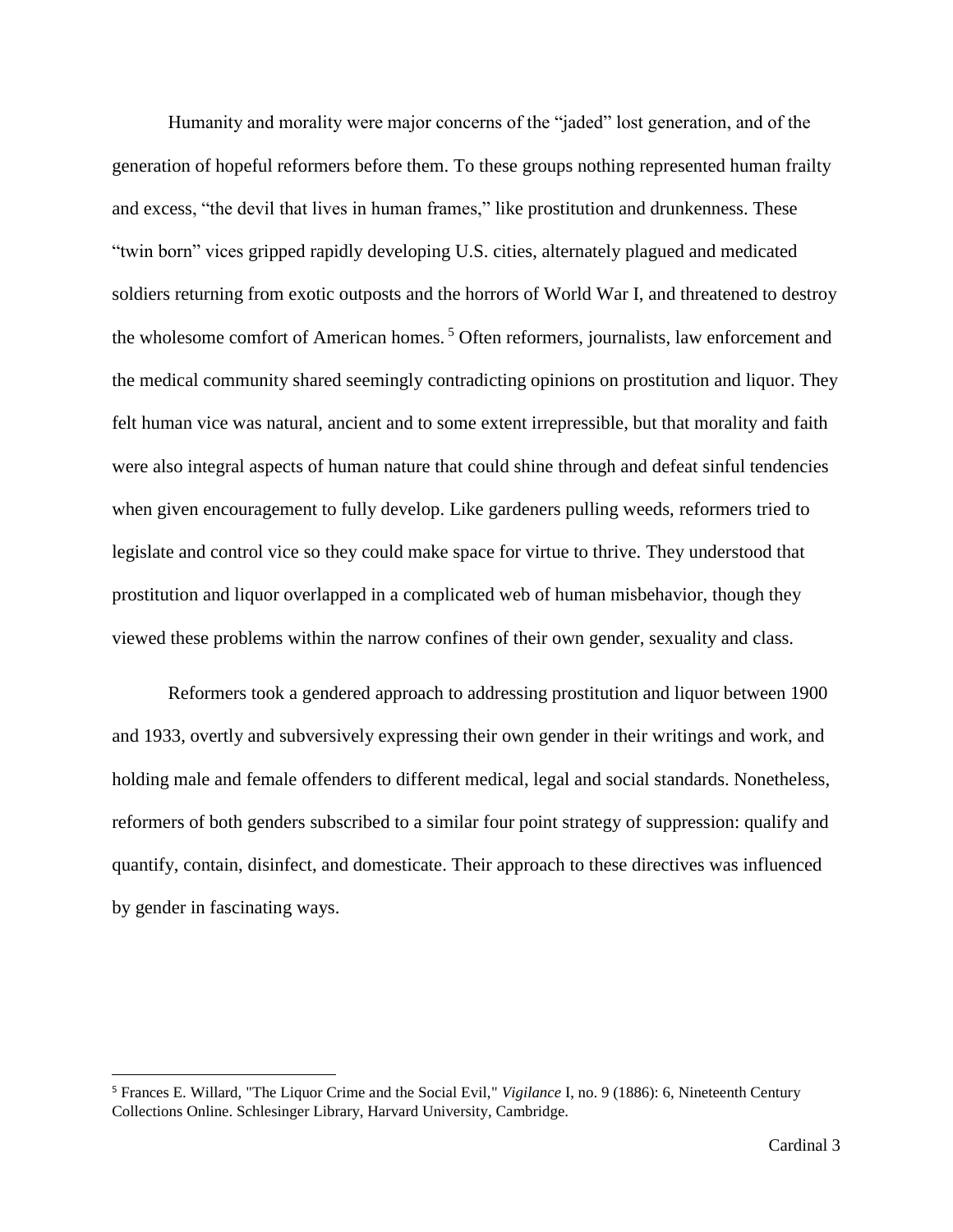Humanity and morality were major concerns of the "jaded" lost generation, and of the generation of hopeful reformers before them. To these groups nothing represented human frailty and excess, "the devil that lives in human frames," like prostitution and drunkenness. These "twin born" vices gripped rapidly developing U.S. cities, alternately plagued and medicated soldiers returning from exotic outposts and the horrors of World War I, and threatened to destroy the wholesome comfort of American homes. [5] Often reformers, journalists, law enforcement and the medical community shared seemingly contradicting opinions on prostitution and liquor. They felt human vice was natural, ancient and to some extent irrepressible, but that morality and faith were also integral aspects of human nature that could shine through and defeat sinful tendencies when given encouragement to fully develop. Like gardeners pulling weeds, reformers tried to legislate and control vice so they could make space for virtue to thrive. They understood that prostitution and liquor overlapped in a complicated web of human misbehavior, though they viewed these problems within the narrow confines of their own gender, sexuality and class.

Reformers took a gendered approach to addressing prostitution and liquor between 1900 and 1933, overtly and subversively expressing their own gender in their writings and work, and holding male and female offenders to different medical, legal and social standards. Nonetheless, reformers of both genders subscribed to a similar four point strategy of suppression: qualify and quantify, contain, disinfect, and domesticate. Their approach to these directives was influenced by gender in fascinating ways.

---

[5] Frances E. Willard, "The Liquor Crime and the Social Evil," *Vigilance* I, no. 9 (1886): 6, Nineteenth Century Collections Online. Schlesinger Library, Harvard University, Cambridge.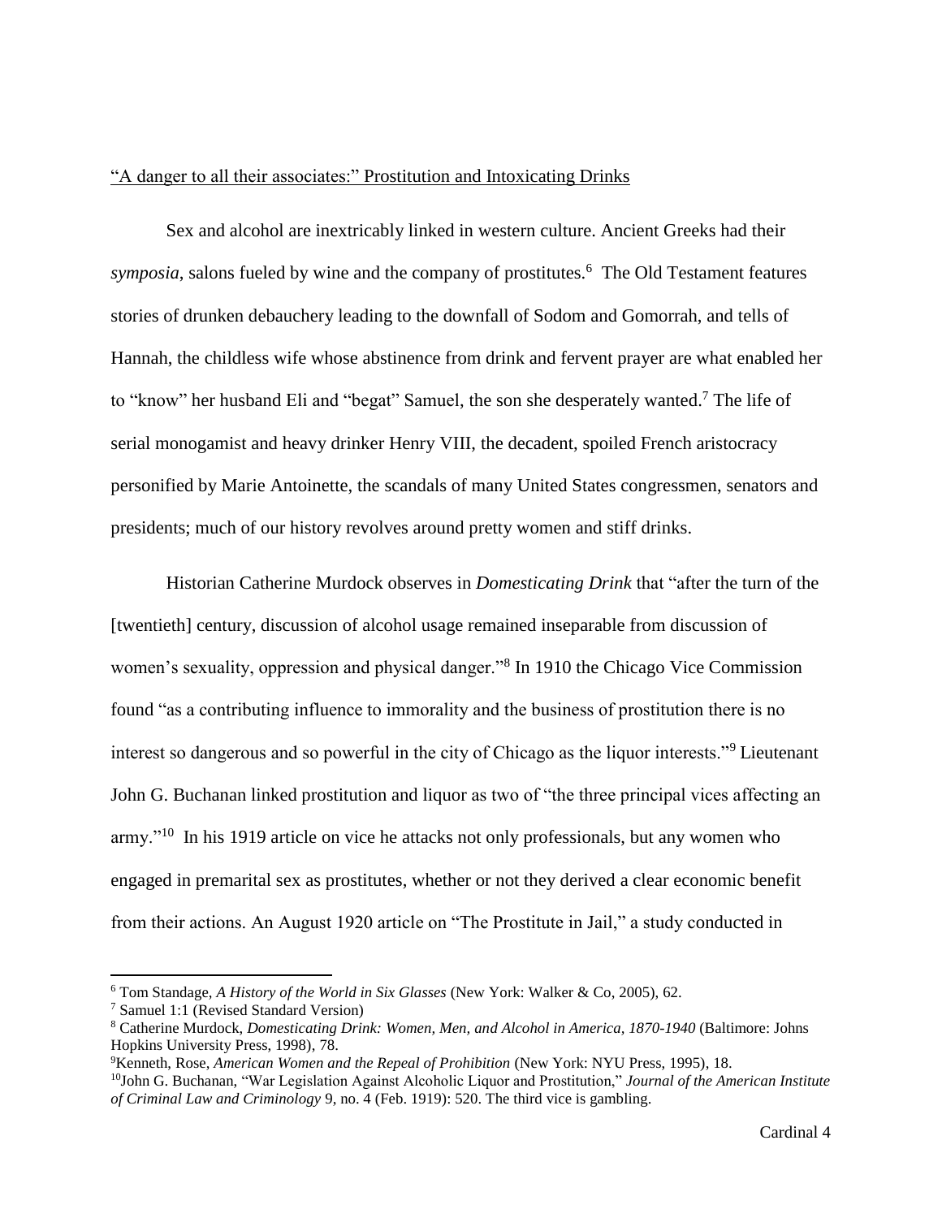"A danger to all their associates:" Prostitution and Intoxicating Drinks

Sex and alcohol are inextricably linked in western culture. Ancient Greeks had their *symposia*, salons fueled by wine and the company of prostitutes.[6] The Old Testament features stories of drunken debauchery leading to the downfall of Sodom and Gomorrah, and tells of Hannah, the childless wife whose abstinence from drink and fervent prayer are what enabled her to "know" her husband Eli and "begat" Samuel, the son she desperately wanted.[7] The life of serial monogamist and heavy drinker Henry VIII, the decadent, spoiled French aristocracy personified by Marie Antoinette, the scandals of many United States congressmen, senators and presidents; much of our history revolves around pretty women and stiff drinks.

Historian Catherine Murdock observes in *Domesticating Drink* that "after the turn of the [twentieth] century, discussion of alcohol usage remained inseparable from discussion of women's sexuality, oppression and physical danger."[8] In 1910 the Chicago Vice Commission found "as a contributing influence to immorality and the business of prostitution there is no interest so dangerous and so powerful in the city of Chicago as the liquor interests."[9] Lieutenant John G. Buchanan linked prostitution and liquor as two of "the three principal vices affecting an army."[10] In his 1919 article on vice he attacks not only professionals, but any women who engaged in premarital sex as prostitutes, whether or not they derived a clear economic benefit from their actions. An August 1920 article on "The Prostitute in Jail," a study conducted in

[6] Tom Standage, *A History of the World in Six Glasses* (New York: Walker & Co, 2005), 62.

[7] Samuel 1:1 (Revised Standard Version)

[8] Catherine Murdock, *Domesticating Drink: Women, Men, and Alcohol in America, 1870-1940* (Baltimore: Johns Hopkins University Press, 1998), 78.

[9] Kenneth, Rose, *American Women and the Repeal of Prohibition* (New York: NYU Press, 1995), 18.

[10] John G. Buchanan, "War Legislation Against Alcoholic Liquor and Prostitution," *Journal of the American Institute of Criminal Law and Criminology* 9, no. 4 (Feb. 1919): 520. The third vice is gambling.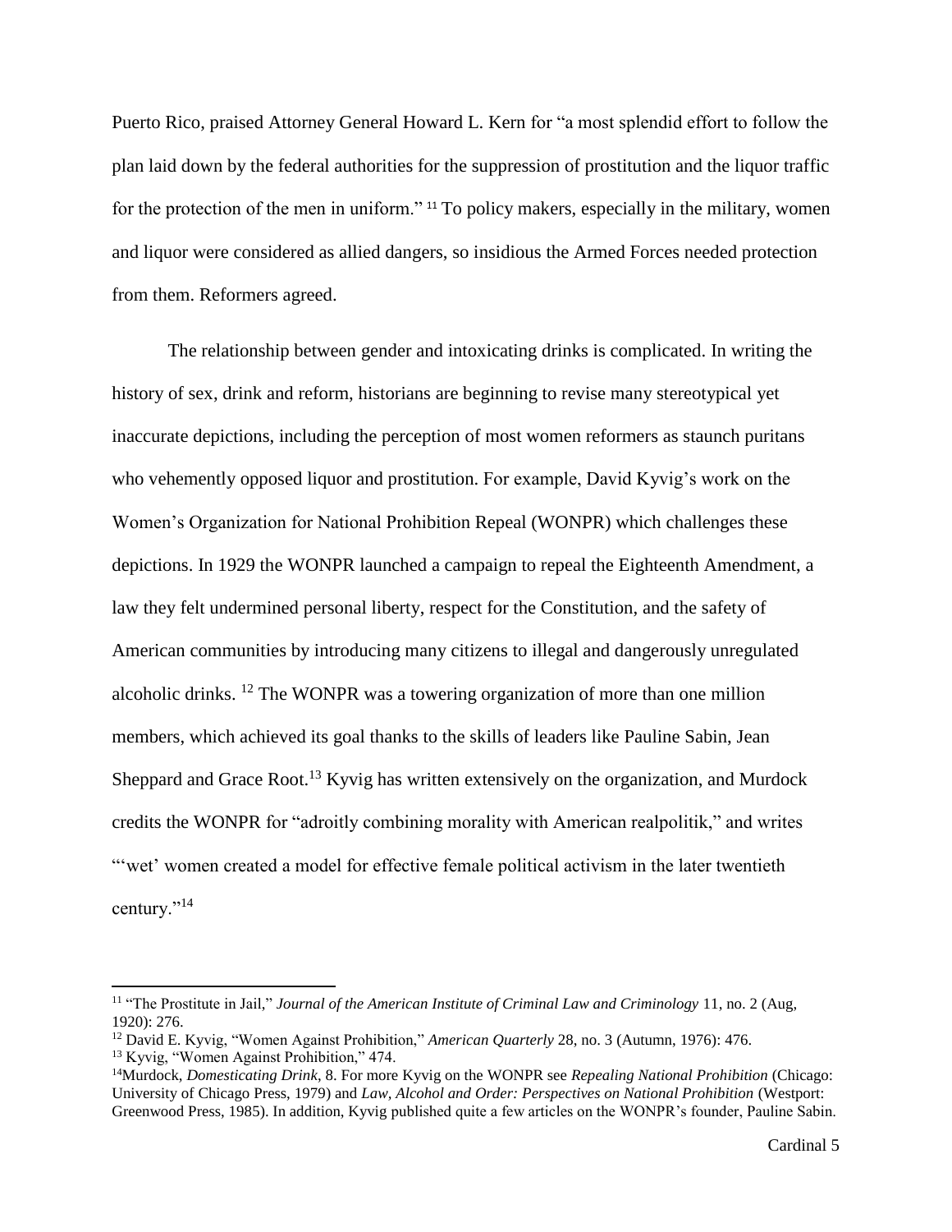Puerto Rico, praised Attorney General Howard L. Kern for "a most splendid effort to follow the plan laid down by the federal authorities for the suppression of prostitution and the liquor traffic for the protection of the men in uniform." [11] To policy makers, especially in the military, women and liquor were considered as allied dangers, so insidious the Armed Forces needed protection from them. Reformers agreed.

The relationship between gender and intoxicating drinks is complicated. In writing the history of sex, drink and reform, historians are beginning to revise many stereotypical yet inaccurate depictions, including the perception of most women reformers as staunch puritans who vehemently opposed liquor and prostitution. For example, David Kyvig's work on the Women's Organization for National Prohibition Repeal (WONPR) which challenges these depictions. In 1929 the WONPR launched a campaign to repeal the Eighteenth Amendment, a law they felt undermined personal liberty, respect for the Constitution, and the safety of American communities by introducing many citizens to illegal and dangerously unregulated alcoholic drinks. [12] The WONPR was a towering organization of more than one million members, which achieved its goal thanks to the skills of leaders like Pauline Sabin, Jean Sheppard and Grace Root.[13] Kyvig has written extensively on the organization, and Murdock credits the WONPR for "adroitly combining morality with American realpolitik," and writes "'wet' women created a model for effective female political activism in the later twentieth century."[14]

---

[11] "The Prostitute in Jail," *Journal of the American Institute of Criminal Law and Criminology* 11, no. 2 (Aug, 1920): 276.

[12] David E. Kyvig, "Women Against Prohibition," *American Quarterly* 28, no. 3 (Autumn, 1976): 476.

[13] Kyvig, "Women Against Prohibition," 474.

[14] Murdock, *Domesticating Drink*, 8. For more Kyvig on the WONPR see *Repealing National Prohibition* (Chicago: University of Chicago Press, 1979) and *Law, Alcohol and Order: Perspectives on National Prohibition* (Westport: Greenwood Press, 1985). In addition, Kyvig published quite a few articles on the WONPR's founder, Pauline Sabin.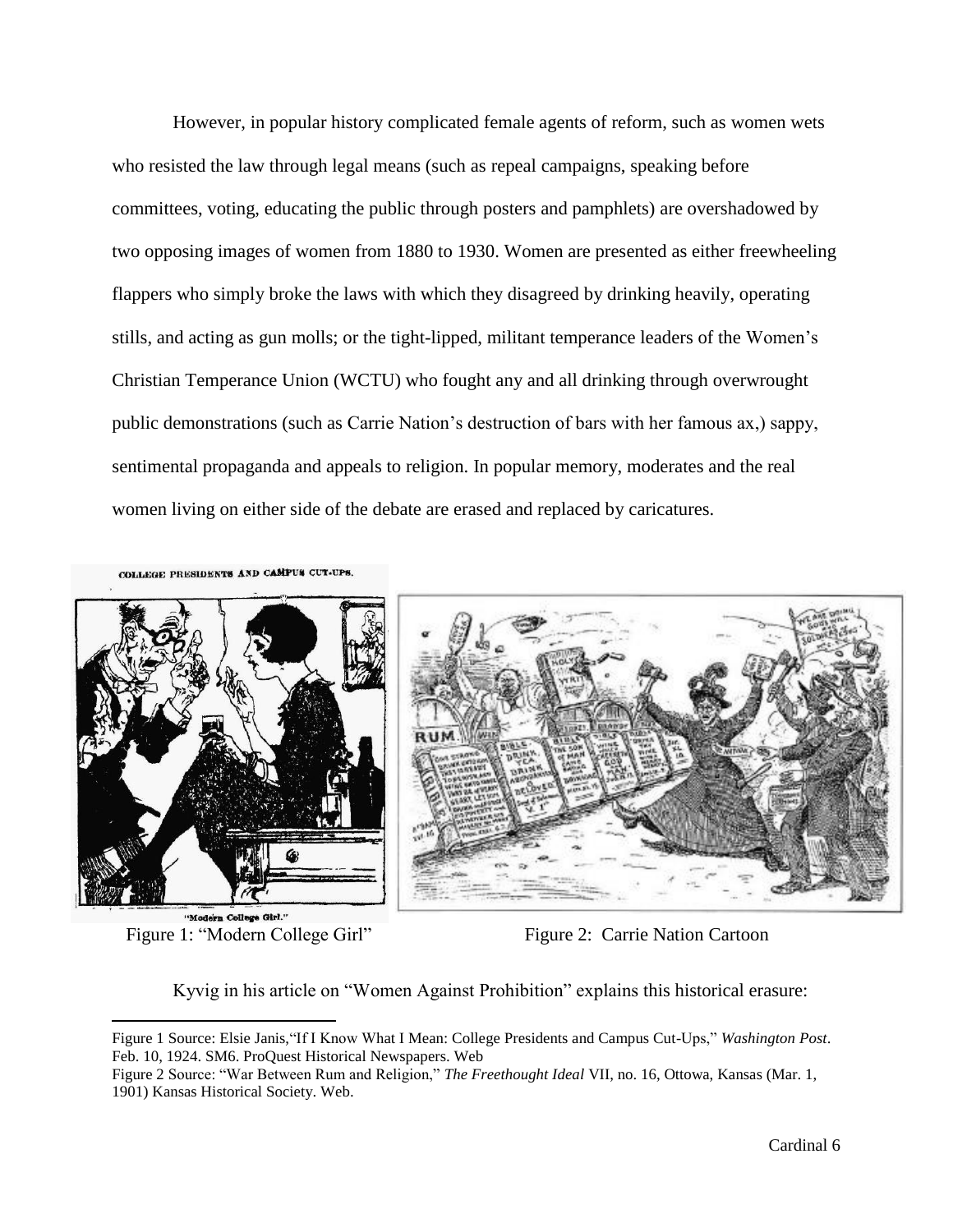However, in popular history complicated female agents of reform, such as women wets who resisted the law through legal means (such as repeal campaigns, speaking before committees, voting, educating the public through posters and pamphlets) are overshadowed by two opposing images of women from 1880 to 1930. Women are presented as either freewheeling flappers who simply broke the laws with which they disagreed by drinking heavily, operating stills, and acting as gun molls; or the tight-lipped, militant temperance leaders of the Women's Christian Temperance Union (WCTU) who fought any and all drinking through overwrought public demonstrations (such as Carrie Nation's destruction of bars with her famous ax,) sappy, sentimental propaganda and appeals to religion. In popular memory, moderates and the real women living on either side of the debate are erased and replaced by caricatures.

Figure 1: "Modern College Girl"

Figure 2: Carrie Nation Cartoon

Kyvig in his article on "Women Against Prohibition" explains this historical erasure:

---

Figure 1 Source: Elsie Janis,"If I Know What I Mean: College Presidents and Campus Cut-Ups," *Washington Post*. Feb. 10, 1924. SM6. ProQuest Historical Newspapers. Web

Figure 2 Source: "War Between Rum and Religion," *The Freethought Ideal* VII, no. 16, Ottowa, Kansas (Mar. 1, 1901) Kansas Historical Society. Web.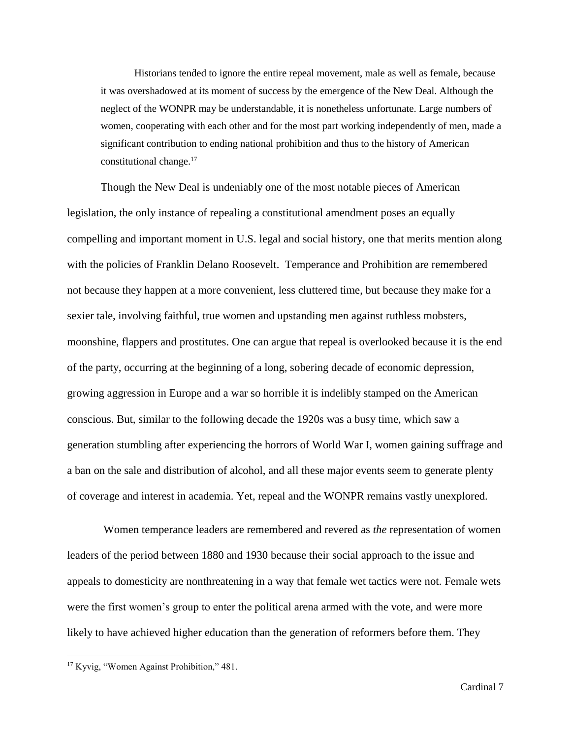> Historians tended to ignore the entire repeal movement, male as well as female, because it was overshadowed at its moment of success by the emergence of the New Deal. Although the neglect of the WONPR may be understandable, it is nonetheless unfortunate. Large numbers of women, cooperating with each other and for the most part working independently of men, made a significant contribution to ending national prohibition and thus to the history of American constitutional change.[17]

Though the New Deal is undeniably one of the most notable pieces of American legislation, the only instance of repealing a constitutional amendment poses an equally compelling and important moment in U.S. legal and social history, one that merits mention along with the policies of Franklin Delano Roosevelt. Temperance and Prohibition are remembered not because they happen at a more convenient, less cluttered time, but because they make for a sexier tale, involving faithful, true women and upstanding men against ruthless mobsters, moonshine, flappers and prostitutes. One can argue that repeal is overlooked because it is the end of the party, occurring at the beginning of a long, sobering decade of economic depression, growing aggression in Europe and a war so horrible it is indelibly stamped on the American conscious. But, similar to the following decade the 1920s was a busy time, which saw a generation stumbling after experiencing the horrors of World War I, women gaining suffrage and a ban on the sale and distribution of alcohol, and all these major events seem to generate plenty of coverage and interest in academia. Yet, repeal and the WONPR remains vastly unexplored.

Women temperance leaders are remembered and revered as *the* representation of women leaders of the period between 1880 and 1930 because their social approach to the issue and appeals to domesticity are nonthreatening in a way that female wet tactics were not. Female wets were the first women's group to enter the political arena armed with the vote, and were more likely to have achieved higher education than the generation of reformers before them. They

[17] Kyvig, "Women Against Prohibition," 481.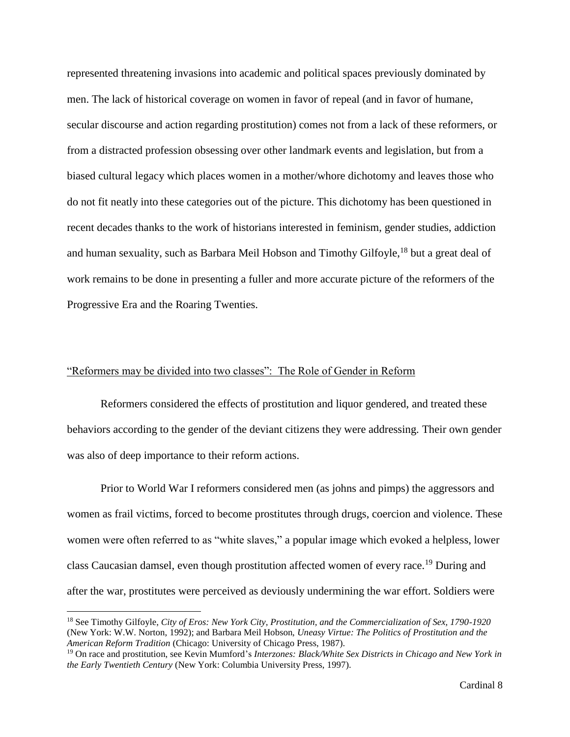represented threatening invasions into academic and political spaces previously dominated by men. The lack of historical coverage on women in favor of repeal (and in favor of humane, secular discourse and action regarding prostitution) comes not from a lack of these reformers, or from a distracted profession obsessing over other landmark events and legislation, but from a biased cultural legacy which places women in a mother/whore dichotomy and leaves those who do not fit neatly into these categories out of the picture. This dichotomy has been questioned in recent decades thanks to the work of historians interested in feminism, gender studies, addiction and human sexuality, such as Barbara Meil Hobson and Timothy Gilfoyle,[18] but a great deal of work remains to be done in presenting a fuller and more accurate picture of the reformers of the Progressive Era and the Roaring Twenties.

## "Reformers may be divided into two classes": The Role of Gender in Reform

Reformers considered the effects of prostitution and liquor gendered, and treated these behaviors according to the gender of the deviant citizens they were addressing. Their own gender was also of deep importance to their reform actions.

Prior to World War I reformers considered men (as johns and pimps) the aggressors and women as frail victims, forced to become prostitutes through drugs, coercion and violence. These women were often referred to as "white slaves," a popular image which evoked a helpless, lower class Caucasian damsel, even though prostitution affected women of every race.[19] During and after the war, prostitutes were perceived as deviously undermining the war effort. Soldiers were

---

[18] See Timothy Gilfoyle, *City of Eros: New York City, Prostitution, and the Commercialization of Sex, 1790-1920* (New York: W.W. Norton, 1992); and Barbara Meil Hobson, *Uneasy Virtue: The Politics of Prostitution and the American Reform Tradition* (Chicago: University of Chicago Press, 1987).

[19] On race and prostitution, see Kevin Mumford's *Interzones: Black/White Sex Districts in Chicago and New York in the Early Twentieth Century* (New York: Columbia University Press, 1997).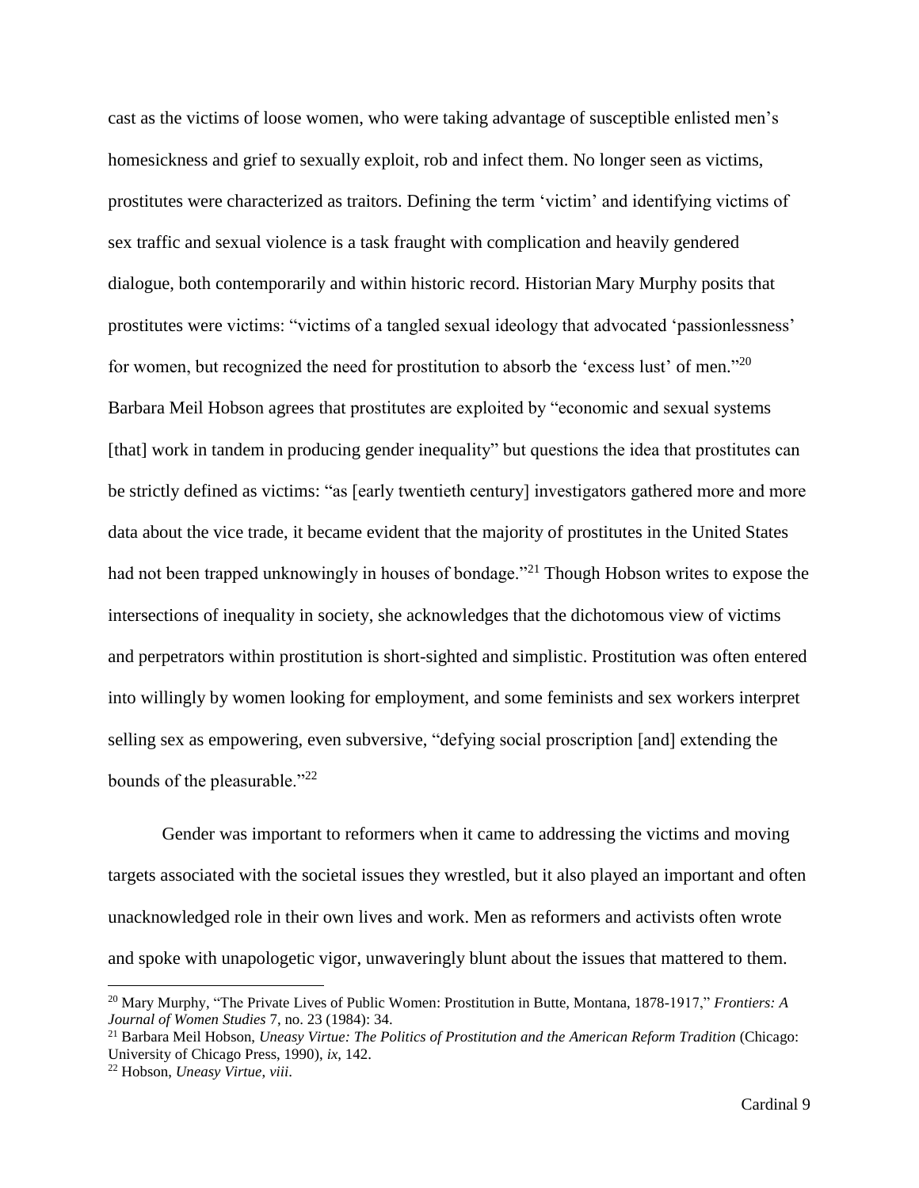cast as the victims of loose women, who were taking advantage of susceptible enlisted men's homesickness and grief to sexually exploit, rob and infect them. No longer seen as victims, prostitutes were characterized as traitors. Defining the term 'victim' and identifying victims of sex traffic and sexual violence is a task fraught with complication and heavily gendered dialogue, both contemporarily and within historic record. Historian Mary Murphy posits that prostitutes were victims: "victims of a tangled sexual ideology that advocated 'passionlessness' for women, but recognized the need for prostitution to absorb the 'excess lust' of men."[20] Barbara Meil Hobson agrees that prostitutes are exploited by "economic and sexual systems [that] work in tandem in producing gender inequality" but questions the idea that prostitutes can be strictly defined as victims: "as [early twentieth century] investigators gathered more and more data about the vice trade, it became evident that the majority of prostitutes in the United States had not been trapped unknowingly in houses of bondage."[21] Though Hobson writes to expose the intersections of inequality in society, she acknowledges that the dichotomous view of victims and perpetrators within prostitution is short-sighted and simplistic. Prostitution was often entered into willingly by women looking for employment, and some feminists and sex workers interpret selling sex as empowering, even subversive, "defying social proscription [and] extending the bounds of the pleasurable."[22]

Gender was important to reformers when it came to addressing the victims and moving targets associated with the societal issues they wrestled, but it also played an important and often unacknowledged role in their own lives and work. Men as reformers and activists often wrote and spoke with unapologetic vigor, unwaveringly blunt about the issues that mattered to them.

---

[20] Mary Murphy, "The Private Lives of Public Women: Prostitution in Butte, Montana, 1878-1917," *Frontiers: A Journal of Women Studies* 7, no. 23 (1984): 34.

[21] Barbara Meil Hobson, *Uneasy Virtue: The Politics of Prostitution and the American Reform Tradition* (Chicago: University of Chicago Press, 1990), *ix*, 142.

[22] Hobson, *Uneasy Virtue*, *viii*.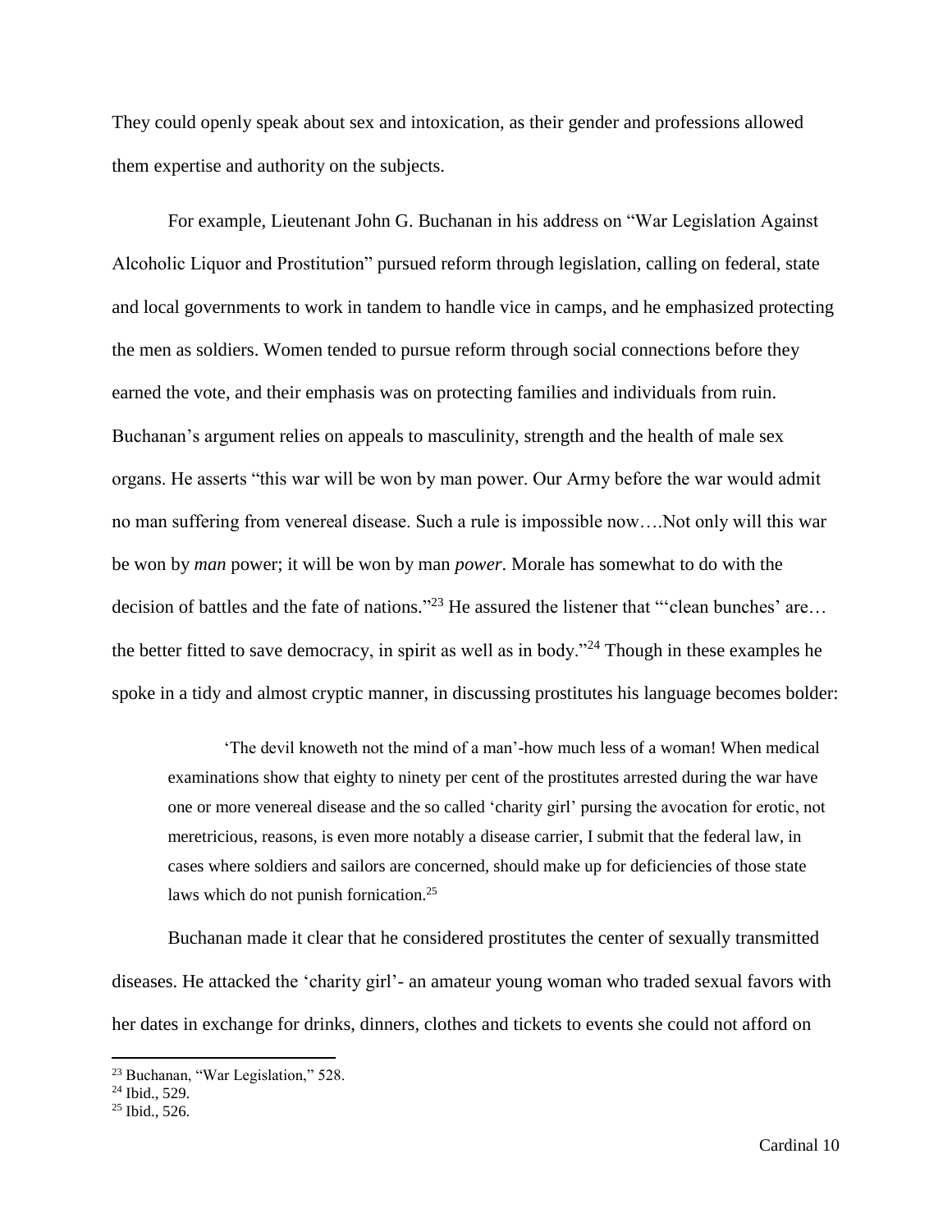They could openly speak about sex and intoxication, as their gender and professions allowed them expertise and authority on the subjects.

For example, Lieutenant John G. Buchanan in his address on "War Legislation Against Alcoholic Liquor and Prostitution" pursued reform through legislation, calling on federal, state and local governments to work in tandem to handle vice in camps, and he emphasized protecting the men as soldiers. Women tended to pursue reform through social connections before they earned the vote, and their emphasis was on protecting families and individuals from ruin. Buchanan's argument relies on appeals to masculinity, strength and the health of male sex organs. He asserts "this war will be won by man power. Our Army before the war would admit no man suffering from venereal disease. Such a rule is impossible now….Not only will this war be won by *man* power; it will be won by man *power*. Morale has somewhat to do with the decision of battles and the fate of nations."[23] He assured the listener that "'clean bunches' are… the better fitted to save democracy, in spirit as well as in body."[24] Though in these examples he spoke in a tidy and almost cryptic manner, in discussing prostitutes his language becomes bolder:

> 'The devil knoweth not the mind of a man'-how much less of a woman! When medical examinations show that eighty to ninety per cent of the prostitutes arrested during the war have one or more venereal disease and the so called 'charity girl' pursing the avocation for erotic, not meretricious, reasons, is even more notably a disease carrier, I submit that the federal law, in cases where soldiers and sailors are concerned, should make up for deficiencies of those state laws which do not punish fornication.[25]

Buchanan made it clear that he considered prostitutes the center of sexually transmitted diseases. He attacked the 'charity girl'- an amateur young woman who traded sexual favors with her dates in exchange for drinks, dinners, clothes and tickets to events she could not afford on

---

[23] Buchanan, "War Legislation," 528.

[24] Ibid., 529.

[25] Ibid., 526.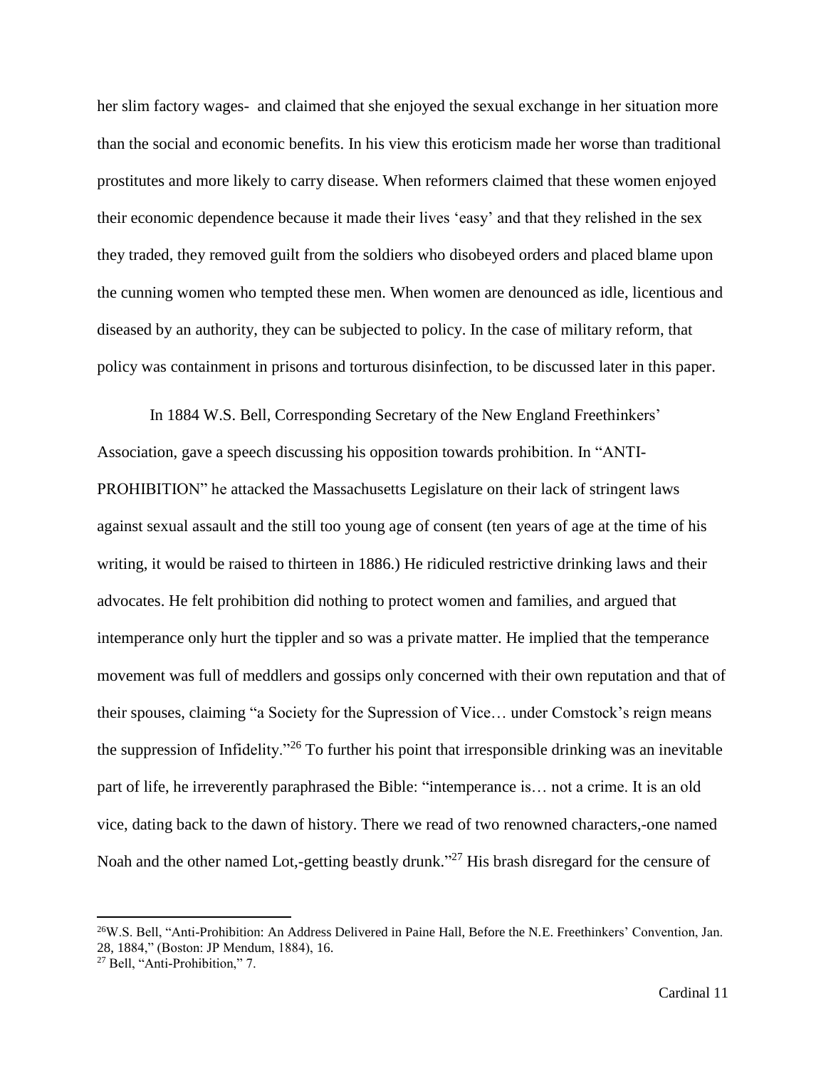her slim factory wages- and claimed that she enjoyed the sexual exchange in her situation more than the social and economic benefits. In his view this eroticism made her worse than traditional prostitutes and more likely to carry disease. When reformers claimed that these women enjoyed their economic dependence because it made their lives 'easy' and that they relished in the sex they traded, they removed guilt from the soldiers who disobeyed orders and placed blame upon the cunning women who tempted these men. When women are denounced as idle, licentious and diseased by an authority, they can be subjected to policy. In the case of military reform, that policy was containment in prisons and torturous disinfection, to be discussed later in this paper.

In 1884 W.S. Bell, Corresponding Secretary of the New England Freethinkers' Association, gave a speech discussing his opposition towards prohibition. In "ANTI-PROHIBITION" he attacked the Massachusetts Legislature on their lack of stringent laws against sexual assault and the still too young age of consent (ten years of age at the time of his writing, it would be raised to thirteen in 1886.) He ridiculed restrictive drinking laws and their advocates. He felt prohibition did nothing to protect women and families, and argued that intemperance only hurt the tippler and so was a private matter. He implied that the temperance movement was full of meddlers and gossips only concerned with their own reputation and that of their spouses, claiming "a Society for the Supression of Vice… under Comstock's reign means the suppression of Infidelity."[26] To further his point that irresponsible drinking was an inevitable part of life, he irreverently paraphrased the Bible: "intemperance is… not a crime. It is an old vice, dating back to the dawn of history. There we read of two renowned characters,-one named Noah and the other named Lot,-getting beastly drunk."[27] His brash disregard for the censure of

---

[26] W.S. Bell, "Anti-Prohibition: An Address Delivered in Paine Hall, Before the N.E. Freethinkers' Convention, Jan. 28, 1884," (Boston: JP Mendum, 1884), 16.

[27] Bell, "Anti-Prohibition," 7.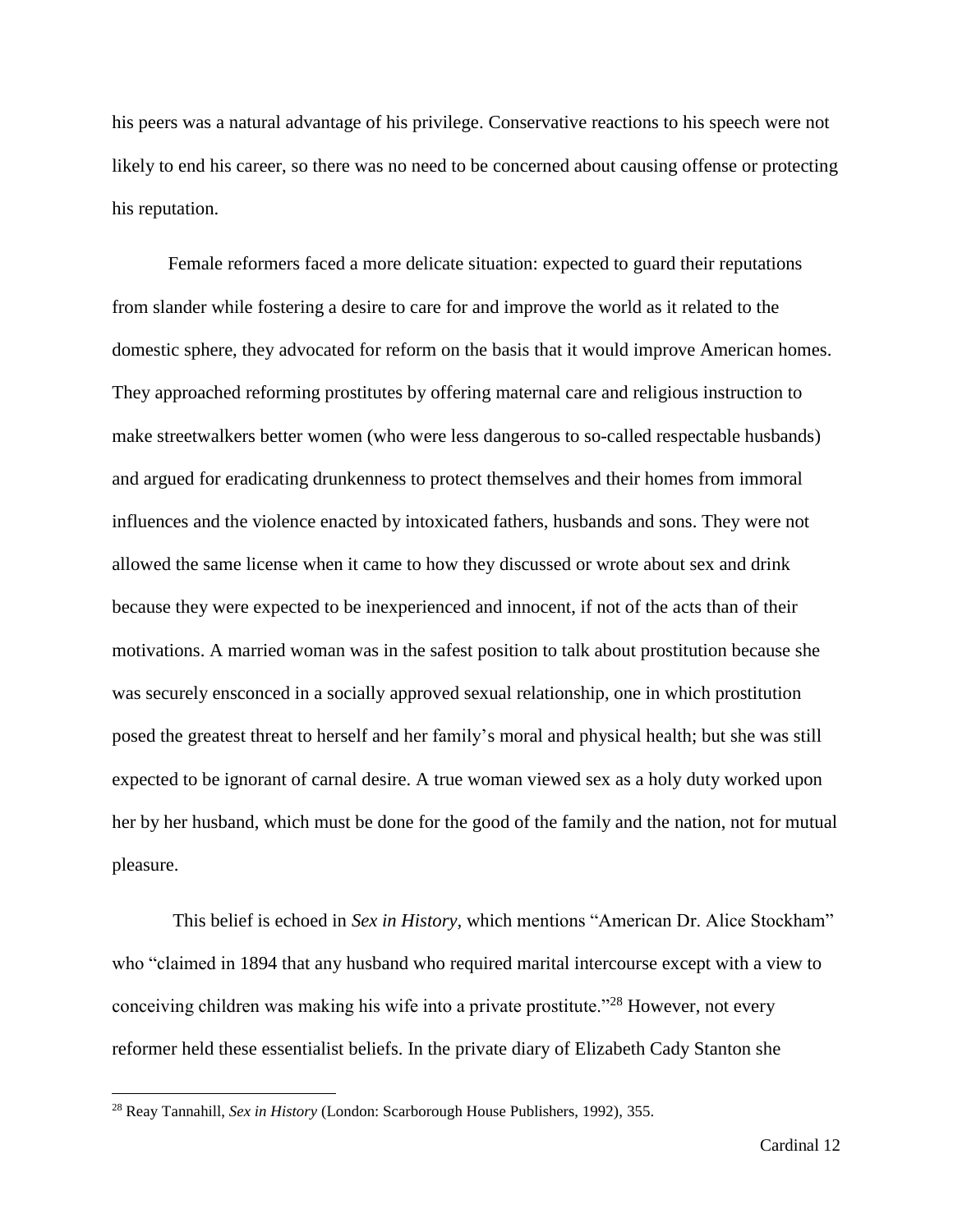his peers was a natural advantage of his privilege. Conservative reactions to his speech were not likely to end his career, so there was no need to be concerned about causing offense or protecting his reputation.

Female reformers faced a more delicate situation: expected to guard their reputations from slander while fostering a desire to care for and improve the world as it related to the domestic sphere, they advocated for reform on the basis that it would improve American homes. They approached reforming prostitutes by offering maternal care and religious instruction to make streetwalkers better women (who were less dangerous to so-called respectable husbands) and argued for eradicating drunkenness to protect themselves and their homes from immoral influences and the violence enacted by intoxicated fathers, husbands and sons. They were not allowed the same license when it came to how they discussed or wrote about sex and drink because they were expected to be inexperienced and innocent, if not of the acts than of their motivations. A married woman was in the safest position to talk about prostitution because she was securely ensconced in a socially approved sexual relationship, one in which prostitution posed the greatest threat to herself and her family's moral and physical health; but she was still expected to be ignorant of carnal desire. A true woman viewed sex as a holy duty worked upon her by her husband, which must be done for the good of the family and the nation, not for mutual pleasure.

This belief is echoed in *Sex in History*, which mentions "American Dr. Alice Stockham" who "claimed in 1894 that any husband who required marital intercourse except with a view to conceiving children was making his wife into a private prostitute."[28] However, not every reformer held these essentialist beliefs. In the private diary of Elizabeth Cady Stanton she

---

[28] Reay Tannahill, *Sex in History* (London: Scarborough House Publishers, 1992), 355.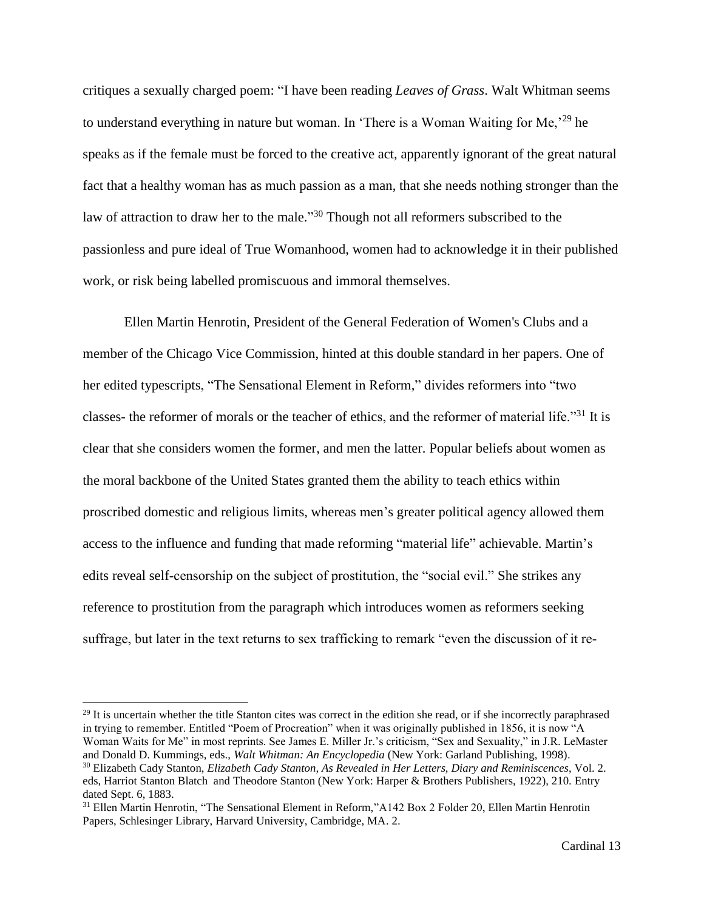critiques a sexually charged poem: “I have been reading *Leaves of Grass*. Walt Whitman seems to understand everything in nature but woman. In ‘There is a Woman Waiting for Me,’[29] he speaks as if the female must be forced to the creative act, apparently ignorant of the great natural fact that a healthy woman has as much passion as a man, that she needs nothing stronger than the law of attraction to draw her to the male.”[30] Though not all reformers subscribed to the passionless and pure ideal of True Womanhood, women had to acknowledge it in their published work, or risk being labelled promiscuous and immoral themselves.

Ellen Martin Henrotin, President of the General Federation of Women's Clubs and a member of the Chicago Vice Commission, hinted at this double standard in her papers. One of her edited typescripts, “The Sensational Element in Reform,” divides reformers into “two classes- the reformer of morals or the teacher of ethics, and the reformer of material life.”[31] It is clear that she considers women the former, and men the latter. Popular beliefs about women as the moral backbone of the United States granted them the ability to teach ethics within proscribed domestic and religious limits, whereas men’s greater political agency allowed them access to the influence and funding that made reforming “material life” achievable. Martin’s edits reveal self-censorship on the subject of prostitution, the “social evil.” She strikes any reference to prostitution from the paragraph which introduces women as reformers seeking suffrage, but later in the text returns to sex trafficking to remark “even the discussion of it re-

---

[29] It is uncertain whether the title Stanton cites was correct in the edition she read, or if she incorrectly paraphrased in trying to remember. Entitled “Poem of Procreation” when it was originally published in 1856, it is now “A Woman Waits for Me” in most reprints. See James E. Miller Jr.’s criticism, “Sex and Sexuality,” in J.R. LeMaster and Donald D. Kummings, eds., *Walt Whitman: An Encyclopedia* (New York: Garland Publishing, 1998).

[30] Elizabeth Cady Stanton, *Elizabeth Cady Stanton, As Revealed in Her Letters, Diary and Reminiscences*, Vol. 2. eds, Harriot Stanton Blatch and Theodore Stanton (New York: Harper & Brothers Publishers, 1922), 210. Entry dated Sept. 6, 1883.

[31] Ellen Martin Henrotin, “The Sensational Element in Reform,”A142 Box 2 Folder 20, Ellen Martin Henrotin Papers, Schlesinger Library, Harvard University, Cambridge, MA. 2.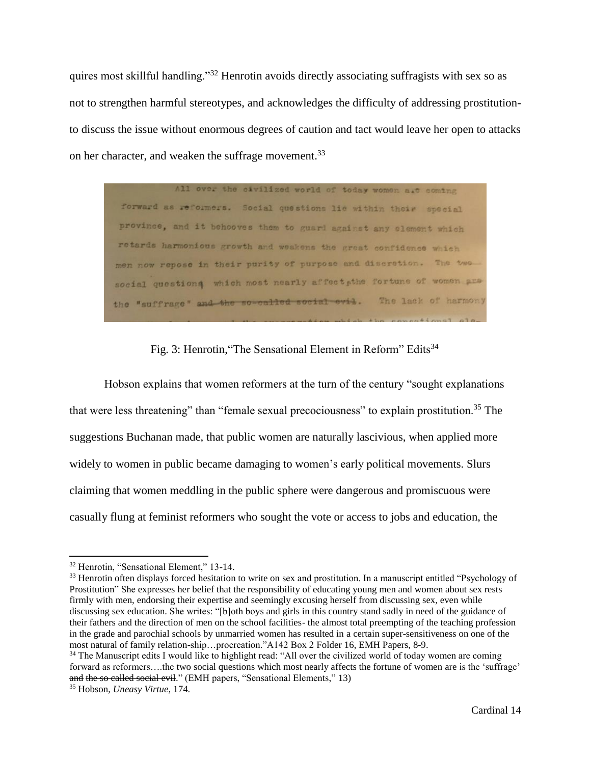quires most skillful handling."[32] Henrotin avoids directly associating suffragists with sex so as not to strengthen harmful stereotypes, and acknowledges the difficulty of addressing prostitution- to discuss the issue without enormous degrees of caution and tact would leave her open to attacks on her character, and weaken the suffrage movement.[33]

Fig. 3: Henrotin,"The Sensational Element in Reform" Edits[34]

Hobson explains that women reformers at the turn of the century "sought explanations that were less threatening" than "female sexual precociousness" to explain prostitution.[35] The suggestions Buchanan made, that public women are naturally lascivious, when applied more widely to women in public became damaging to women's early political movements. Slurs claiming that women meddling in the public sphere were dangerous and promiscuous were casually flung at feminist reformers who sought the vote or access to jobs and education, the

---

[32] Henrotin, "Sensational Element," 13-14.

[33] Henrotin often displays forced hesitation to write on sex and prostitution. In a manuscript entitled "Psychology of Prostitution" She expresses her belief that the responsibility of educating young men and women about sex rests firmly with men, endorsing their expertise and seemingly excusing herself from discussing sex, even while discussing sex education. She writes: "[b]oth boys and girls in this country stand sadly in need of the guidance of their fathers and the direction of men on the school facilities- the almost total preempting of the teaching profession in the grade and parochial schools by unmarried women has resulted in a certain super-sensitiveness on one of the most natural of family relation-ship…procreation."A142 Box 2 Folder 16, EMH Papers, 8-9.

[34] The Manuscript edits I would like to highlight read: "All over the civilized world of today women are coming forward as reformers….the ~~two~~ social question~~s~~ which most nearly affects the fortune of women ~~are~~ is the 'suffrage' ~~and the so called social evil~~." (EMH papers, "Sensational Elements," 13)

[35] Hobson, *Uneasy Virtue*, 174.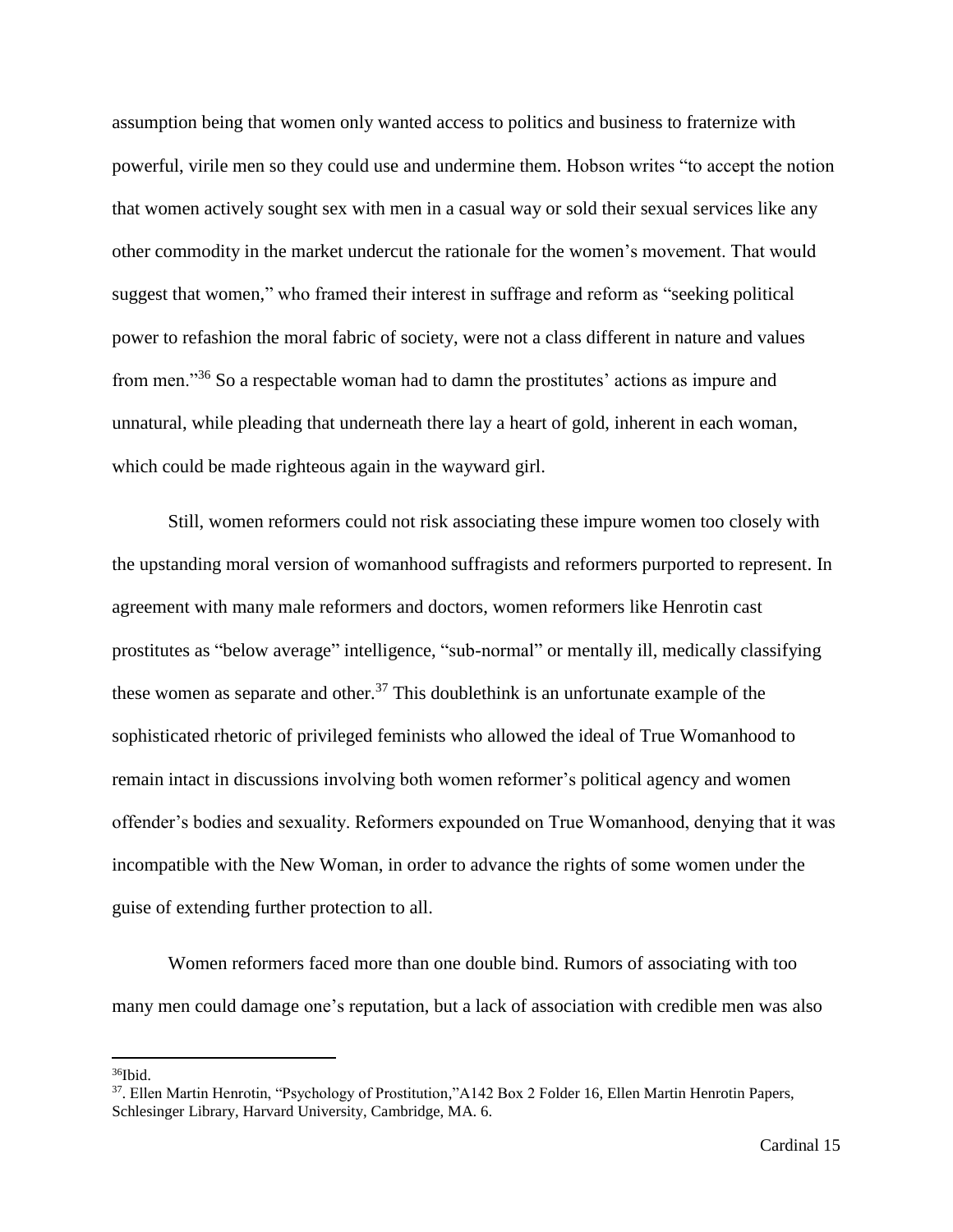assumption being that women only wanted access to politics and business to fraternize with powerful, virile men so they could use and undermine them. Hobson writes "to accept the notion that women actively sought sex with men in a casual way or sold their sexual services like any other commodity in the market undercut the rationale for the women's movement. That would suggest that women," who framed their interest in suffrage and reform as "seeking political power to refashion the moral fabric of society, were not a class different in nature and values from men."[36] So a respectable woman had to damn the prostitutes' actions as impure and unnatural, while pleading that underneath there lay a heart of gold, inherent in each woman, which could be made righteous again in the wayward girl.

Still, women reformers could not risk associating these impure women too closely with the upstanding moral version of womanhood suffragists and reformers purported to represent. In agreement with many male reformers and doctors, women reformers like Henrotin cast prostitutes as "below average" intelligence, "sub-normal" or mentally ill, medically classifying these women as separate and other.[37] This doublethink is an unfortunate example of the sophisticated rhetoric of privileged feminists who allowed the ideal of True Womanhood to remain intact in discussions involving both women reformer's political agency and women offender's bodies and sexuality. Reformers expounded on True Womanhood, denying that it was incompatible with the New Woman, in order to advance the rights of some women under the guise of extending further protection to all.

Women reformers faced more than one double bind. Rumors of associating with too many men could damage one's reputation, but a lack of association with credible men was also

---

[36]Ibid.

[37]. Ellen Martin Henrotin, "Psychology of Prostitution,"A142 Box 2 Folder 16, Ellen Martin Henrotin Papers, Schlesinger Library, Harvard University, Cambridge, MA. 6.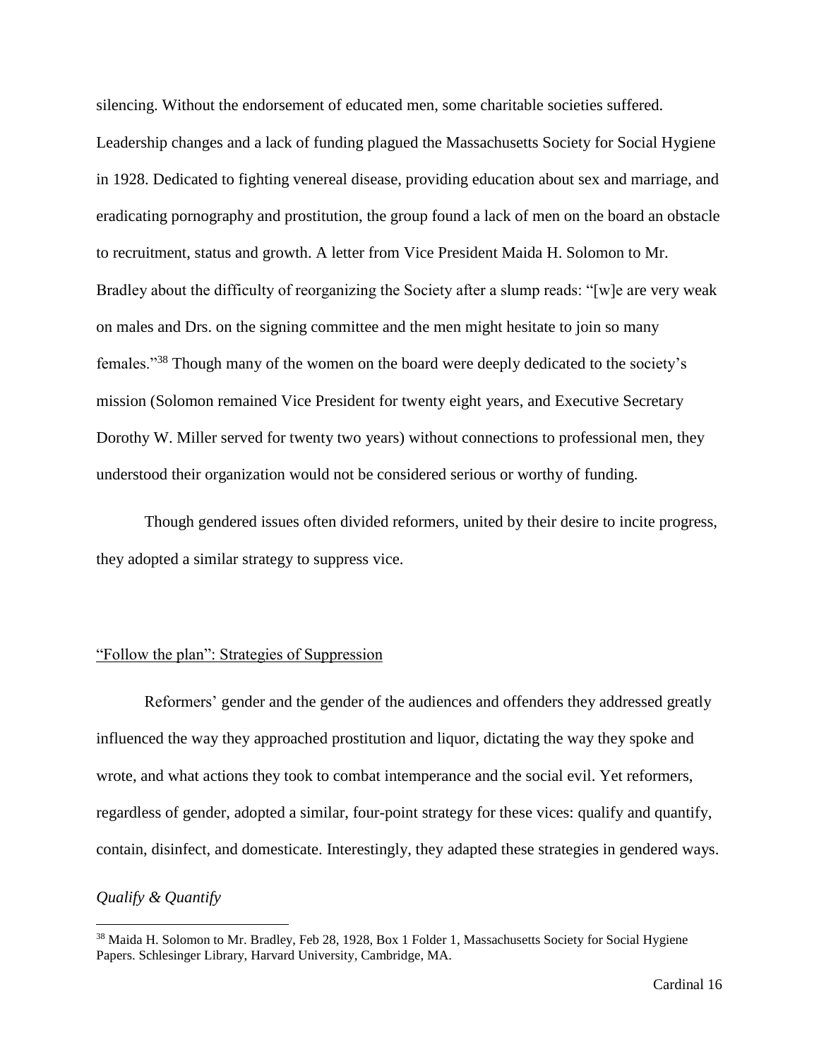silencing. Without the endorsement of educated men, some charitable societies suffered. Leadership changes and a lack of funding plagued the Massachusetts Society for Social Hygiene in 1928. Dedicated to fighting venereal disease, providing education about sex and marriage, and eradicating pornography and prostitution, the group found a lack of men on the board an obstacle to recruitment, status and growth. A letter from Vice President Maida H. Solomon to Mr. Bradley about the difficulty of reorganizing the Society after a slump reads: "[w]e are very weak on males and Drs. on the signing committee and the men might hesitate to join so many females."[38] Though many of the women on the board were deeply dedicated to the society's mission (Solomon remained Vice President for twenty eight years, and Executive Secretary Dorothy W. Miller served for twenty two years) without connections to professional men, they understood their organization would not be considered serious or worthy of funding.

Though gendered issues often divided reformers, united by their desire to incite progress, they adopted a similar strategy to suppress vice.

## "Follow the plan": Strategies of Suppression

Reformers' gender and the gender of the audiences and offenders they addressed greatly influenced the way they approached prostitution and liquor, dictating the way they spoke and wrote, and what actions they took to combat intemperance and the social evil. Yet reformers, regardless of gender, adopted a similar, four-point strategy for these vices: qualify and quantify, contain, disinfect, and domesticate. Interestingly, they adapted these strategies in gendered ways.

### *Qualify & Quantify*

[38] Maida H. Solomon to Mr. Bradley, Feb 28, 1928, Box 1 Folder 1, Massachusetts Society for Social Hygiene Papers. Schlesinger Library, Harvard University, Cambridge, MA.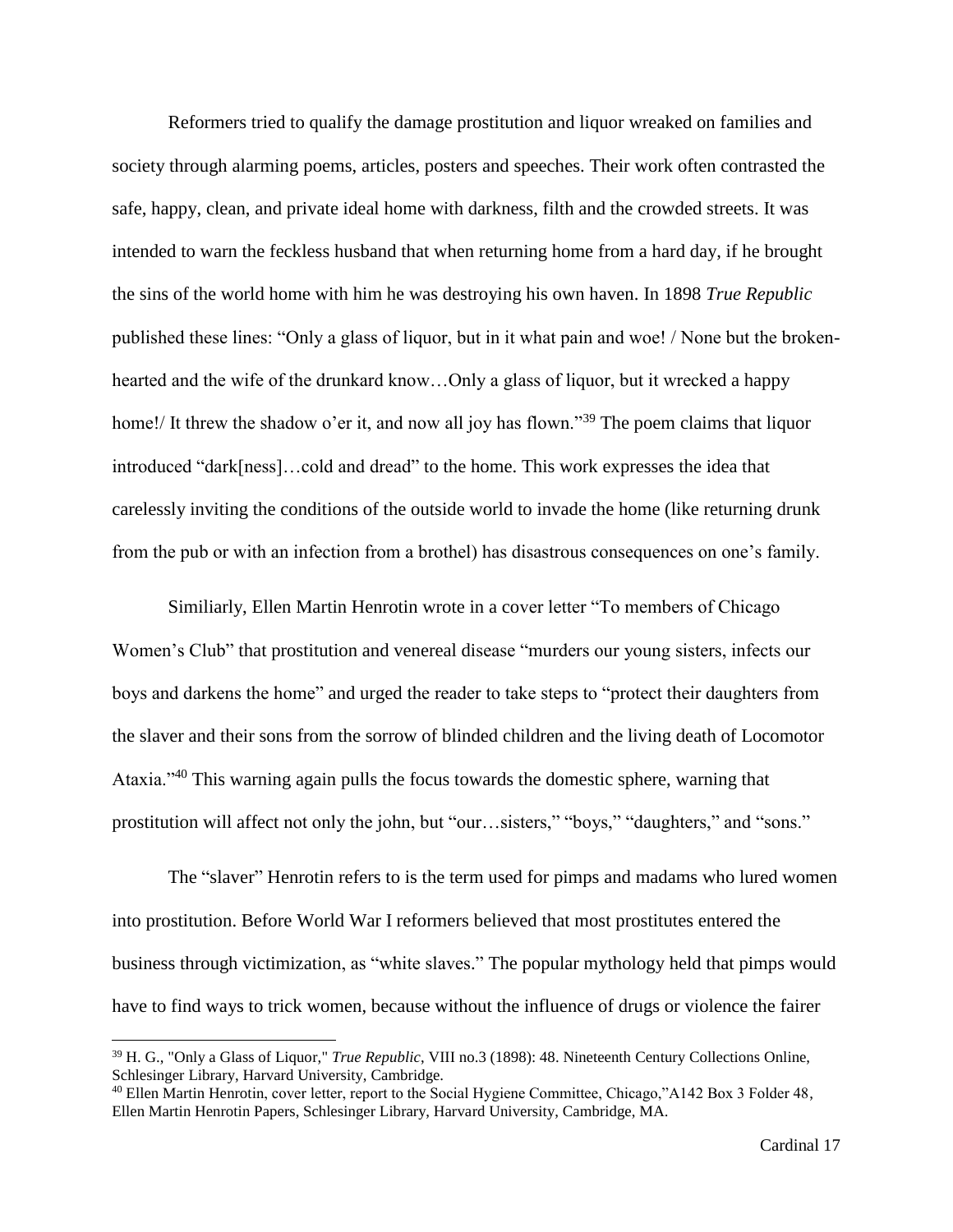Reformers tried to qualify the damage prostitution and liquor wreaked on families and society through alarming poems, articles, posters and speeches. Their work often contrasted the safe, happy, clean, and private ideal home with darkness, filth and the crowded streets. It was intended to warn the feckless husband that when returning home from a hard day, if he brought the sins of the world home with him he was destroying his own haven. In 1898 *True Republic* published these lines: "Only a glass of liquor, but in it what pain and woe! / None but the broken-hearted and the wife of the drunkard know…Only a glass of liquor, but it wrecked a happy home!/ It threw the shadow o'er it, and now all joy has flown."[39] The poem claims that liquor introduced "dark[ness]…cold and dread" to the home. This work expresses the idea that carelessly inviting the conditions of the outside world to invade the home (like returning drunk from the pub or with an infection from a brothel) has disastrous consequences on one's family.

Similiarly, Ellen Martin Henrotin wrote in a cover letter "To members of Chicago Women's Club" that prostitution and venereal disease "murders our young sisters, infects our boys and darkens the home" and urged the reader to take steps to "protect their daughters from the slaver and their sons from the sorrow of blinded children and the living death of Locomotor Ataxia."[40] This warning again pulls the focus towards the domestic sphere, warning that prostitution will affect not only the john, but "our…sisters," "boys," "daughters," and "sons."

The "slaver" Henrotin refers to is the term used for pimps and madams who lured women into prostitution. Before World War I reformers believed that most prostitutes entered the business through victimization, as "white slaves." The popular mythology held that pimps would have to find ways to trick women, because without the influence of drugs or violence the fairer

---

[39] H. G., "Only a Glass of Liquor," *True Republic*, VIII no.3 (1898): 48. Nineteenth Century Collections Online, Schlesinger Library, Harvard University, Cambridge.

[40] Ellen Martin Henrotin, cover letter, report to the Social Hygiene Committee, Chicago,"A142 Box 3 Folder 48, Ellen Martin Henrotin Papers, Schlesinger Library, Harvard University, Cambridge, MA.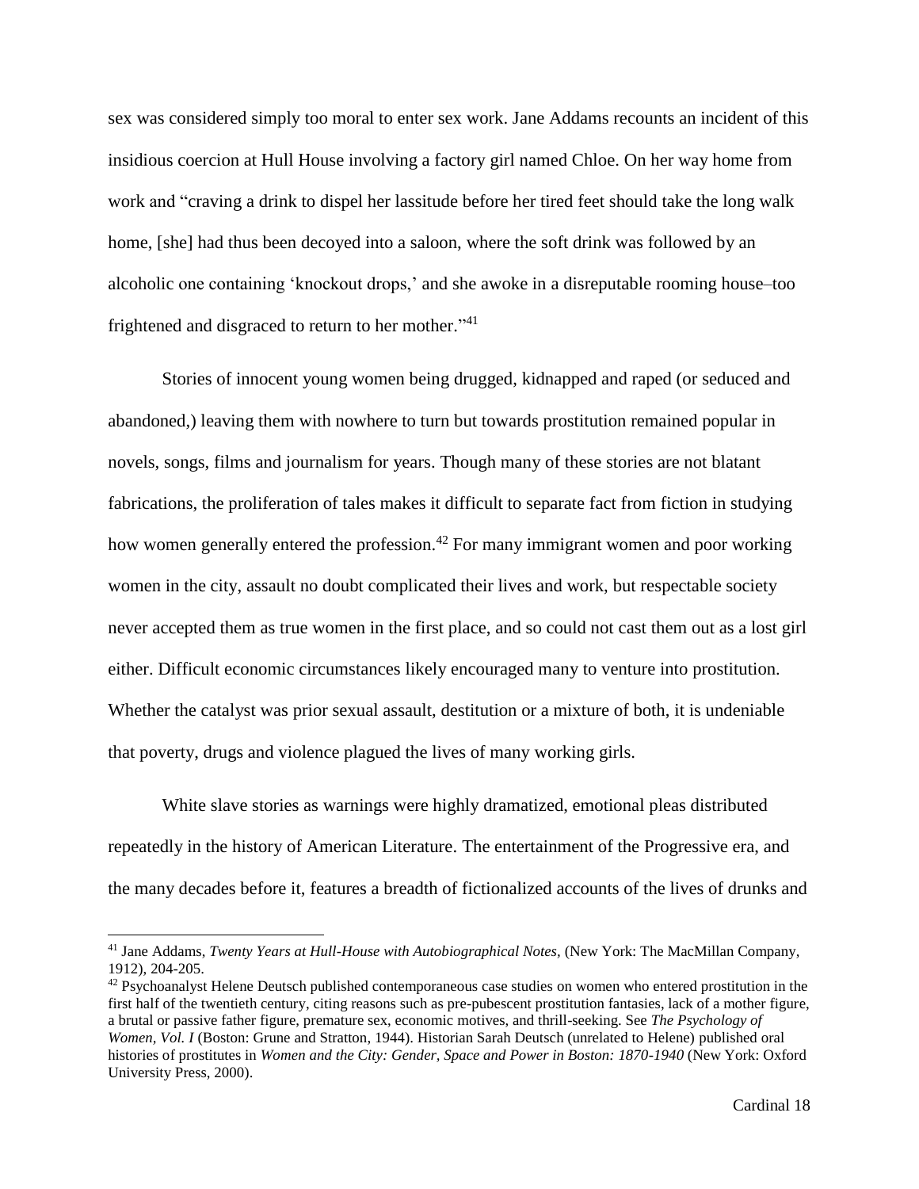sex was considered simply too moral to enter sex work. Jane Addams recounts an incident of this insidious coercion at Hull House involving a factory girl named Chloe. On her way home from work and "craving a drink to dispel her lassitude before her tired feet should take the long walk home, [she] had thus been decoyed into a saloon, where the soft drink was followed by an alcoholic one containing 'knockout drops,' and she awoke in a disreputable rooming house–too frightened and disgraced to return to her mother."[41]

Stories of innocent young women being drugged, kidnapped and raped (or seduced and abandoned,) leaving them with nowhere to turn but towards prostitution remained popular in novels, songs, films and journalism for years. Though many of these stories are not blatant fabrications, the proliferation of tales makes it difficult to separate fact from fiction in studying how women generally entered the profession.[42] For many immigrant women and poor working women in the city, assault no doubt complicated their lives and work, but respectable society never accepted them as true women in the first place, and so could not cast them out as a lost girl either. Difficult economic circumstances likely encouraged many to venture into prostitution. Whether the catalyst was prior sexual assault, destitution or a mixture of both, it is undeniable that poverty, drugs and violence plagued the lives of many working girls.

White slave stories as warnings were highly dramatized, emotional pleas distributed repeatedly in the history of American Literature. The entertainment of the Progressive era, and the many decades before it, features a breadth of fictionalized accounts of the lives of drunks and

---

[41] Jane Addams, *Twenty Years at Hull-House with Autobiographical Notes,* (New York: The MacMillan Company, 1912), 204-205.

[42] Psychoanalyst Helene Deutsch published contemporaneous case studies on women who entered prostitution in the first half of the twentieth century, citing reasons such as pre-pubescent prostitution fantasies, lack of a mother figure, a brutal or passive father figure, premature sex, economic motives, and thrill-seeking. See *The Psychology of Women, Vol. I* (Boston: Grune and Stratton, 1944). Historian Sarah Deutsch (unrelated to Helene) published oral histories of prostitutes in *Women and the City: Gender, Space and Power in Boston: 1870-1940* (New York: Oxford University Press, 2000).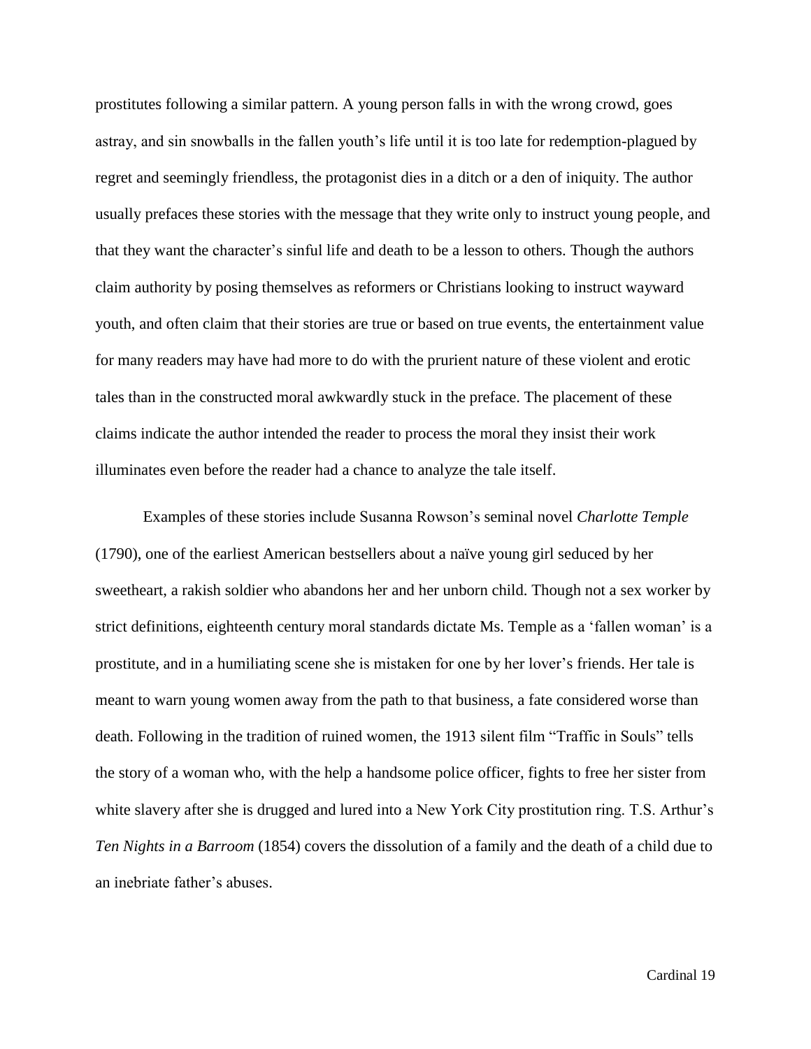prostitutes following a similar pattern. A young person falls in with the wrong crowd, goes astray, and sin snowballs in the fallen youth's life until it is too late for redemption-plagued by regret and seemingly friendless, the protagonist dies in a ditch or a den of iniquity. The author usually prefaces these stories with the message that they write only to instruct young people, and that they want the character's sinful life and death to be a lesson to others. Though the authors claim authority by posing themselves as reformers or Christians looking to instruct wayward youth, and often claim that their stories are true or based on true events, the entertainment value for many readers may have had more to do with the prurient nature of these violent and erotic tales than in the constructed moral awkwardly stuck in the preface. The placement of these claims indicate the author intended the reader to process the moral they insist their work illuminates even before the reader had a chance to analyze the tale itself.

Examples of these stories include Susanna Rowson's seminal novel *Charlotte Temple* (1790), one of the earliest American bestsellers about a naïve young girl seduced by her sweetheart, a rakish soldier who abandons her and her unborn child. Though not a sex worker by strict definitions, eighteenth century moral standards dictate Ms. Temple as a 'fallen woman' is a prostitute, and in a humiliating scene she is mistaken for one by her lover's friends. Her tale is meant to warn young women away from the path to that business, a fate considered worse than death. Following in the tradition of ruined women, the 1913 silent film "Traffic in Souls" tells the story of a woman who, with the help a handsome police officer, fights to free her sister from white slavery after she is drugged and lured into a New York City prostitution ring. T.S. Arthur's *Ten Nights in a Barroom* (1854) covers the dissolution of a family and the death of a child due to an inebriate father's abuses.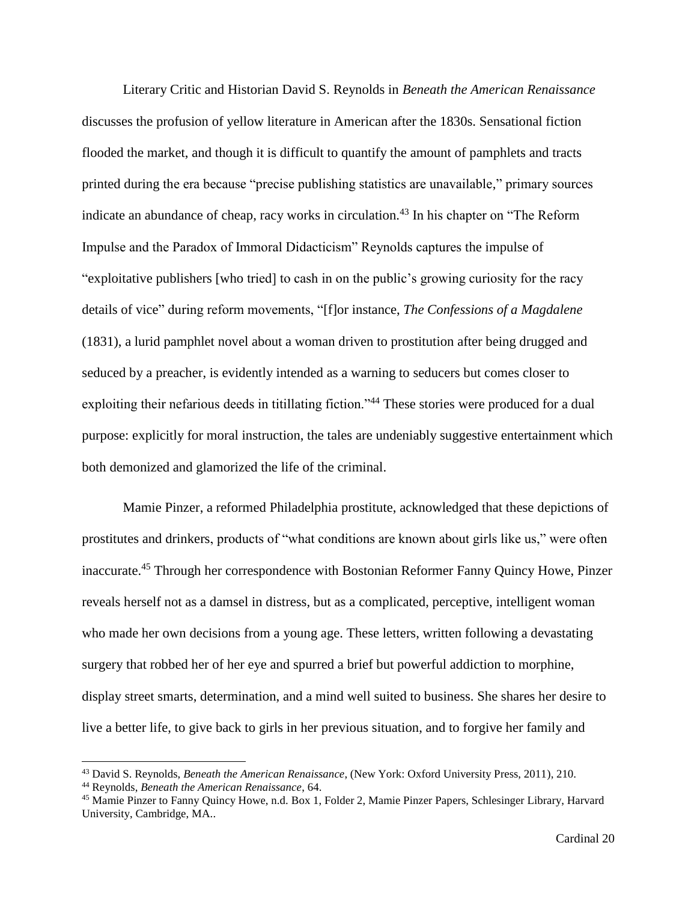Literary Critic and Historian David S. Reynolds in *Beneath the American Renaissance* discusses the profusion of yellow literature in American after the 1830s. Sensational fiction flooded the market, and though it is difficult to quantify the amount of pamphlets and tracts printed during the era because "precise publishing statistics are unavailable," primary sources indicate an abundance of cheap, racy works in circulation.[43] In his chapter on "The Reform Impulse and the Paradox of Immoral Didacticism" Reynolds captures the impulse of "exploitative publishers [who tried] to cash in on the public's growing curiosity for the racy details of vice" during reform movements, "[f]or instance, *The Confessions of a Magdalene* (1831), a lurid pamphlet novel about a woman driven to prostitution after being drugged and seduced by a preacher, is evidently intended as a warning to seducers but comes closer to exploiting their nefarious deeds in titillating fiction."[44] These stories were produced for a dual purpose: explicitly for moral instruction, the tales are undeniably suggestive entertainment which both demonized and glamorized the life of the criminal.

Mamie Pinzer, a reformed Philadelphia prostitute, acknowledged that these depictions of prostitutes and drinkers, products of "what conditions are known about girls like us," were often inaccurate.[45] Through her correspondence with Bostonian Reformer Fanny Quincy Howe, Pinzer reveals herself not as a damsel in distress, but as a complicated, perceptive, intelligent woman who made her own decisions from a young age. These letters, written following a devastating surgery that robbed her of her eye and spurred a brief but powerful addiction to morphine, display street smarts, determination, and a mind well suited to business. She shares her desire to live a better life, to give back to girls in her previous situation, and to forgive her family and

---

[43] David S. Reynolds, *Beneath the American Renaissance*, (New York: Oxford University Press, 2011), 210.

[44] Reynolds, *Beneath the American Renaissance*, 64.

[45] Mamie Pinzer to Fanny Quincy Howe, n.d. Box 1, Folder 2, Mamie Pinzer Papers, Schlesinger Library, Harvard University, Cambridge, MA..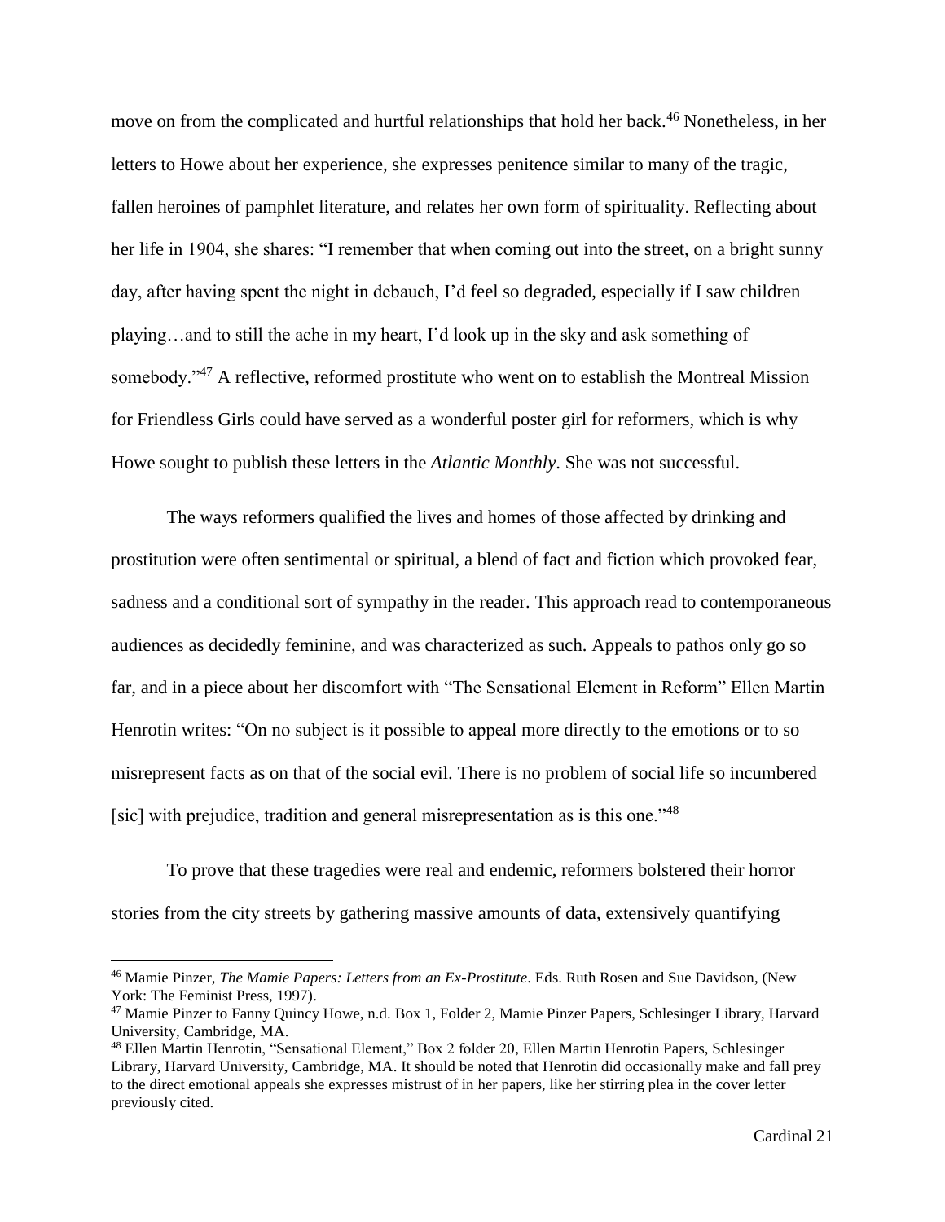move on from the complicated and hurtful relationships that hold her back.[46] Nonetheless, in her letters to Howe about her experience, she expresses penitence similar to many of the tragic, fallen heroines of pamphlet literature, and relates her own form of spirituality. Reflecting about her life in 1904, she shares: "I remember that when coming out into the street, on a bright sunny day, after having spent the night in debauch, I'd feel so degraded, especially if I saw children playing…and to still the ache in my heart, I'd look up in the sky and ask something of somebody."[47] A reflective, reformed prostitute who went on to establish the Montreal Mission for Friendless Girls could have served as a wonderful poster girl for reformers, which is why Howe sought to publish these letters in the *Atlantic Monthly*. She was not successful.

The ways reformers qualified the lives and homes of those affected by drinking and prostitution were often sentimental or spiritual, a blend of fact and fiction which provoked fear, sadness and a conditional sort of sympathy in the reader. This approach read to contemporaneous audiences as decidedly feminine, and was characterized as such. Appeals to pathos only go so far, and in a piece about her discomfort with "The Sensational Element in Reform" Ellen Martin Henrotin writes: "On no subject is it possible to appeal more directly to the emotions or to so misrepresent facts as on that of the social evil. There is no problem of social life so incumbered [sic] with prejudice, tradition and general misrepresentation as is this one."[48]

To prove that these tragedies were real and endemic, reformers bolstered their horror stories from the city streets by gathering massive amounts of data, extensively quantifying

---

[46] Mamie Pinzer, *The Mamie Papers: Letters from an Ex-Prostitute*. Eds. Ruth Rosen and Sue Davidson, (New York: The Feminist Press, 1997).

[47] Mamie Pinzer to Fanny Quincy Howe, n.d. Box 1, Folder 2, Mamie Pinzer Papers, Schlesinger Library, Harvard University, Cambridge, MA.

[48] Ellen Martin Henrotin, "Sensational Element," Box 2 folder 20, Ellen Martin Henrotin Papers, Schlesinger Library, Harvard University, Cambridge, MA. It should be noted that Henrotin did occasionally make and fall prey to the direct emotional appeals she expresses mistrust of in her papers, like her stirring plea in the cover letter previously cited.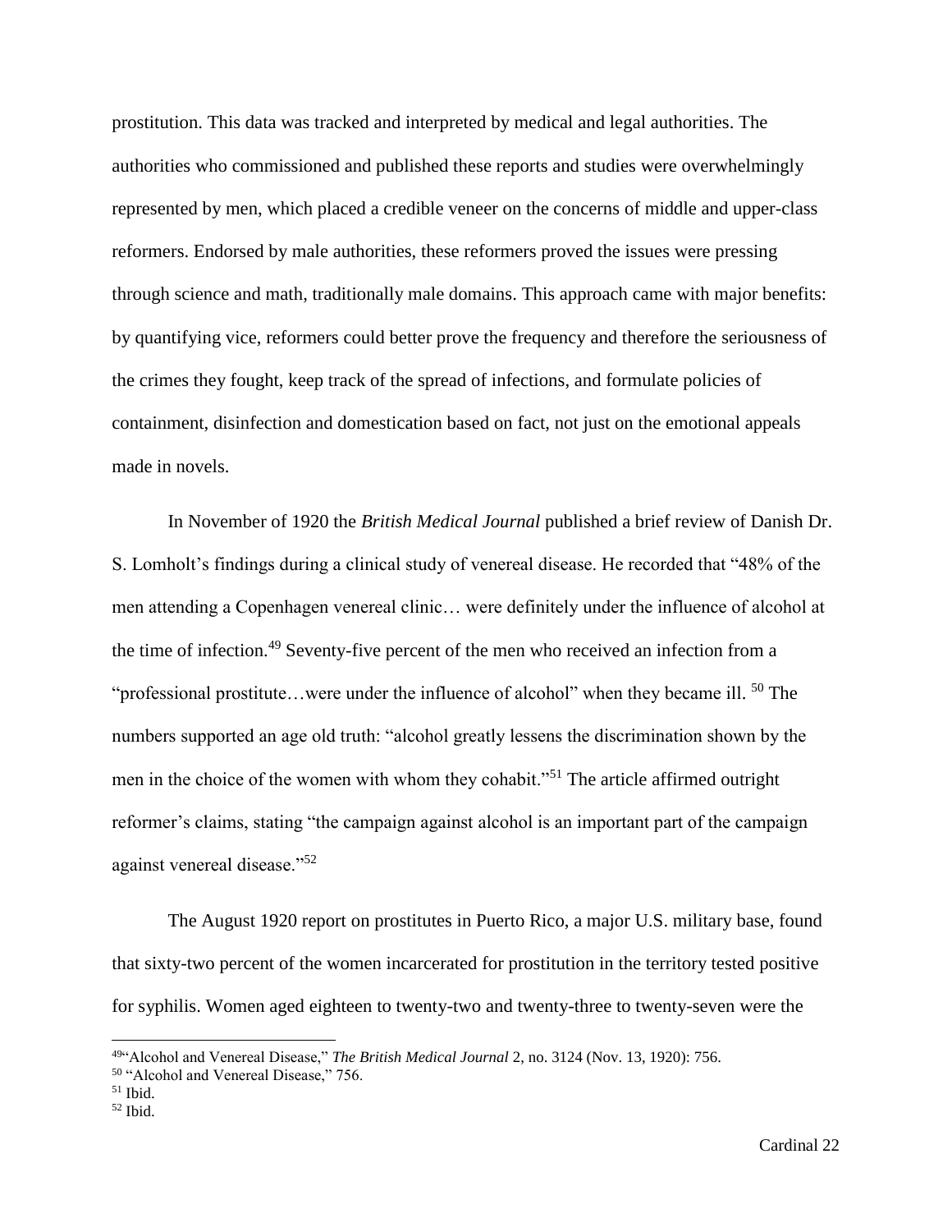prostitution. This data was tracked and interpreted by medical and legal authorities. The authorities who commissioned and published these reports and studies were overwhelmingly represented by men, which placed a credible veneer on the concerns of middle and upper-class reformers. Endorsed by male authorities, these reformers proved the issues were pressing through science and math, traditionally male domains. This approach came with major benefits: by quantifying vice, reformers could better prove the frequency and therefore the seriousness of the crimes they fought, keep track of the spread of infections, and formulate policies of containment, disinfection and domestication based on fact, not just on the emotional appeals made in novels.

In November of 1920 the *British Medical Journal* published a brief review of Danish Dr. S. Lomholt's findings during a clinical study of venereal disease. He recorded that "48% of the men attending a Copenhagen venereal clinic… were definitely under the influence of alcohol at the time of infection.[49] Seventy-five percent of the men who received an infection from a "professional prostitute…were under the influence of alcohol" when they became ill. [50] The numbers supported an age old truth: "alcohol greatly lessens the discrimination shown by the men in the choice of the women with whom they cohabit."[51] The article affirmed outright reformer's claims, stating "the campaign against alcohol is an important part of the campaign against venereal disease."[52]

The August 1920 report on prostitutes in Puerto Rico, a major U.S. military base, found that sixty-two percent of the women incarcerated for prostitution in the territory tested positive for syphilis. Women aged eighteen to twenty-two and twenty-three to twenty-seven were the

---

[49] "Alcohol and Venereal Disease," *The British Medical Journal* 2, no. 3124 (Nov. 13, 1920): 756.
[50] "Alcohol and Venereal Disease," 756.
[51] Ibid.
[52] Ibid.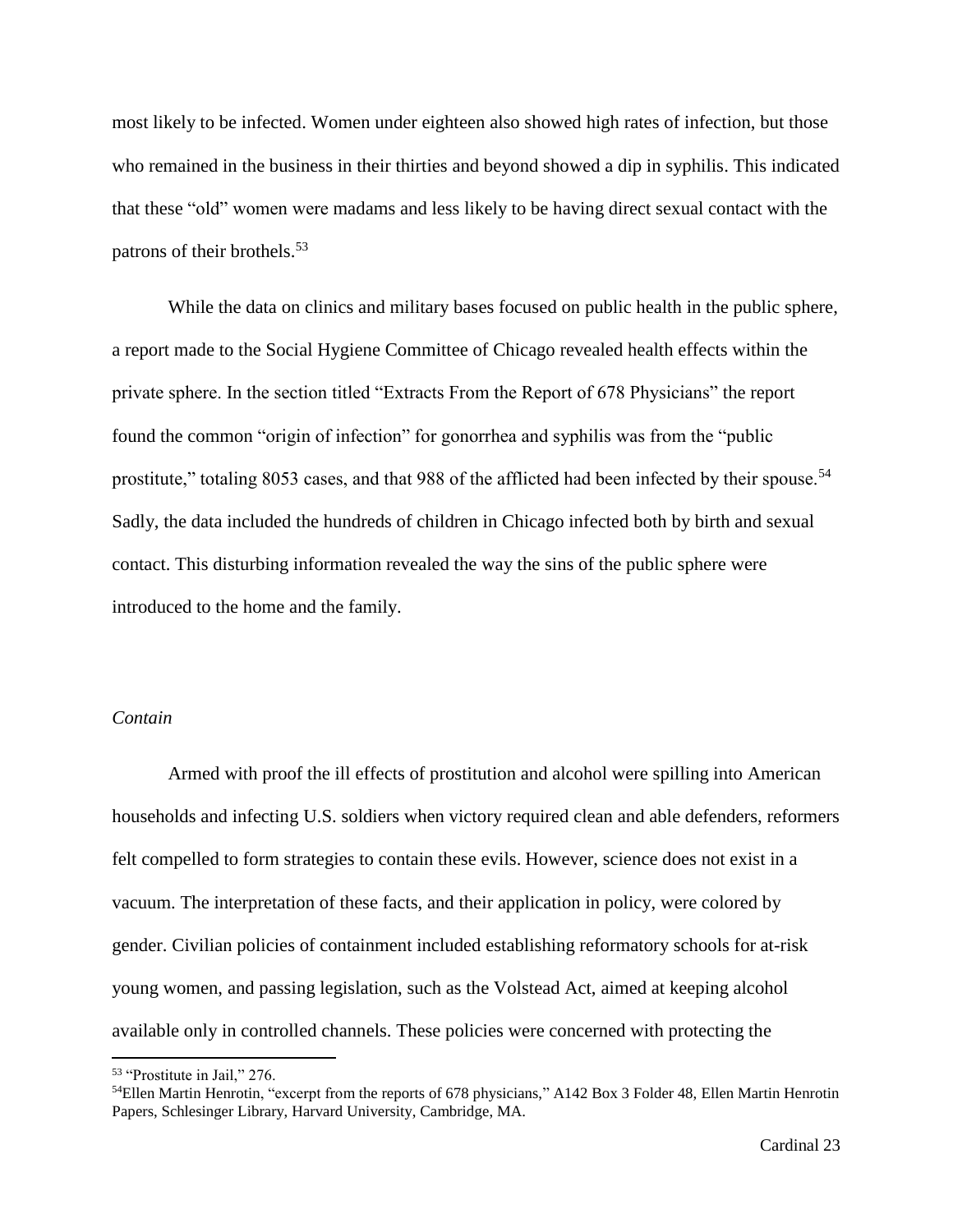most likely to be infected. Women under eighteen also showed high rates of infection, but those who remained in the business in their thirties and beyond showed a dip in syphilis. This indicated that these "old" women were madams and less likely to be having direct sexual contact with the patrons of their brothels.[53]

While the data on clinics and military bases focused on public health in the public sphere, a report made to the Social Hygiene Committee of Chicago revealed health effects within the private sphere. In the section titled "Extracts From the Report of 678 Physicians" the report found the common "origin of infection" for gonorrhea and syphilis was from the "public prostitute," totaling 8053 cases, and that 988 of the afflicted had been infected by their spouse.[54] Sadly, the data included the hundreds of children in Chicago infected both by birth and sexual contact. This disturbing information revealed the way the sins of the public sphere were introduced to the home and the family.

### *Contain*

Armed with proof the ill effects of prostitution and alcohol were spilling into American households and infecting U.S. soldiers when victory required clean and able defenders, reformers felt compelled to form strategies to contain these evils. However, science does not exist in a vacuum. The interpretation of these facts, and their application in policy, were colored by gender. Civilian policies of containment included establishing reformatory schools for at-risk young women, and passing legislation, such as the Volstead Act, aimed at keeping alcohol available only in controlled channels. These policies were concerned with protecting the

---

[53] "Prostitute in Jail," 276.

[54] Ellen Martin Henrotin, "excerpt from the reports of 678 physicians," A142 Box 3 Folder 48, Ellen Martin Henrotin Papers, Schlesinger Library, Harvard University, Cambridge, MA.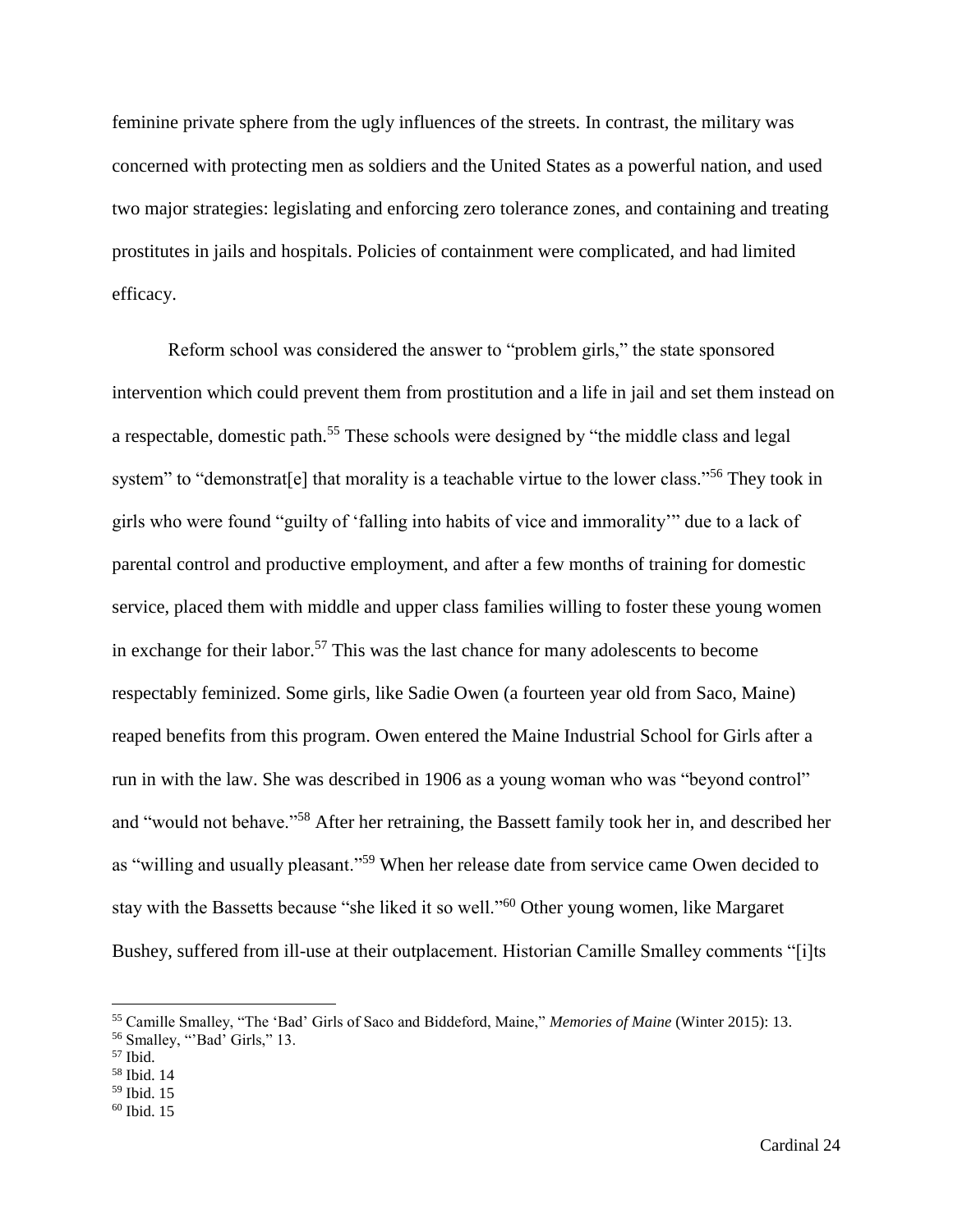feminine private sphere from the ugly influences of the streets. In contrast, the military was concerned with protecting men as soldiers and the United States as a powerful nation, and used two major strategies: legislating and enforcing zero tolerance zones, and containing and treating prostitutes in jails and hospitals. Policies of containment were complicated, and had limited efficacy.

Reform school was considered the answer to "problem girls," the state sponsored intervention which could prevent them from prostitution and a life in jail and set them instead on a respectable, domestic path.[55] These schools were designed by "the middle class and legal system" to "demonstrat[e] that morality is a teachable virtue to the lower class."[56] They took in girls who were found "guilty of 'falling into habits of vice and immorality'" due to a lack of parental control and productive employment, and after a few months of training for domestic service, placed them with middle and upper class families willing to foster these young women in exchange for their labor.[57] This was the last chance for many adolescents to become respectably feminized. Some girls, like Sadie Owen (a fourteen year old from Saco, Maine) reaped benefits from this program. Owen entered the Maine Industrial School for Girls after a run in with the law. She was described in 1906 as a young woman who was "beyond control" and "would not behave."[58] After her retraining, the Bassett family took her in, and described her as "willing and usually pleasant."[59] When her release date from service came Owen decided to stay with the Bassetts because "she liked it so well."[60] Other young women, like Margaret Bushey, suffered from ill-use at their outplacement. Historian Camille Smalley comments "[i]ts

---

[55] Camille Smalley, "The 'Bad' Girls of Saco and Biddeford, Maine," *Memories of Maine* (Winter 2015): 13.

[56] Smalley, "'Bad' Girls," 13.

[57] Ibid.

[58] Ibid. 14

[59] Ibid. 15

[60] Ibid. 15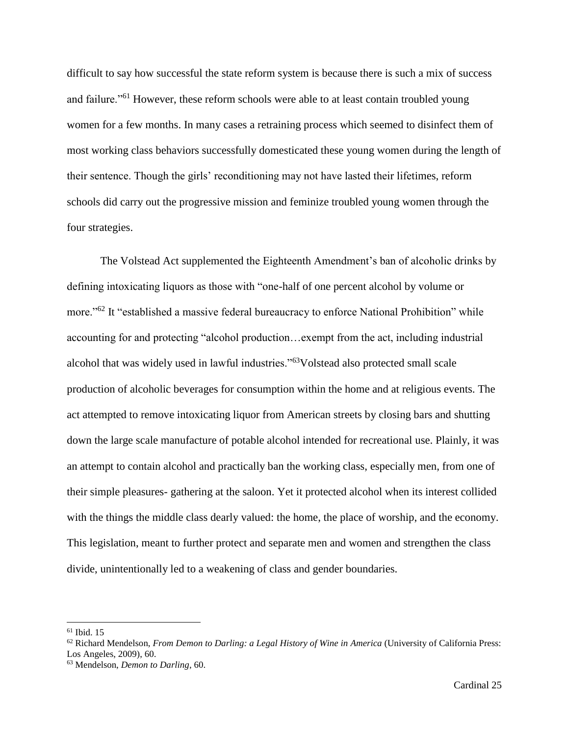difficult to say how successful the state reform system is because there is such a mix of success and failure."[61] However, these reform schools were able to at least contain troubled young women for a few months. In many cases a retraining process which seemed to disinfect them of most working class behaviors successfully domesticated these young women during the length of their sentence. Though the girls' reconditioning may not have lasted their lifetimes, reform schools did carry out the progressive mission and feminize troubled young women through the four strategies.

The Volstead Act supplemented the Eighteenth Amendment's ban of alcoholic drinks by defining intoxicating liquors as those with "one-half of one percent alcohol by volume or more."[62] It "established a massive federal bureaucracy to enforce National Prohibition" while accounting for and protecting "alcohol production…exempt from the act, including industrial alcohol that was widely used in lawful industries."[63]Volstead also protected small scale production of alcoholic beverages for consumption within the home and at religious events. The act attempted to remove intoxicating liquor from American streets by closing bars and shutting down the large scale manufacture of potable alcohol intended for recreational use. Plainly, it was an attempt to contain alcohol and practically ban the working class, especially men, from one of their simple pleasures- gathering at the saloon. Yet it protected alcohol when its interest collided with the things the middle class dearly valued: the home, the place of worship, and the economy. This legislation, meant to further protect and separate men and women and strengthen the class divide, unintentionally led to a weakening of class and gender boundaries.

---

[61] Ibid. 15

[62] Richard Mendelson, *From Demon to Darling: a Legal History of Wine in America* (University of California Press: Los Angeles, 2009), 60.

[63] Mendelson, *Demon to Darling*, 60.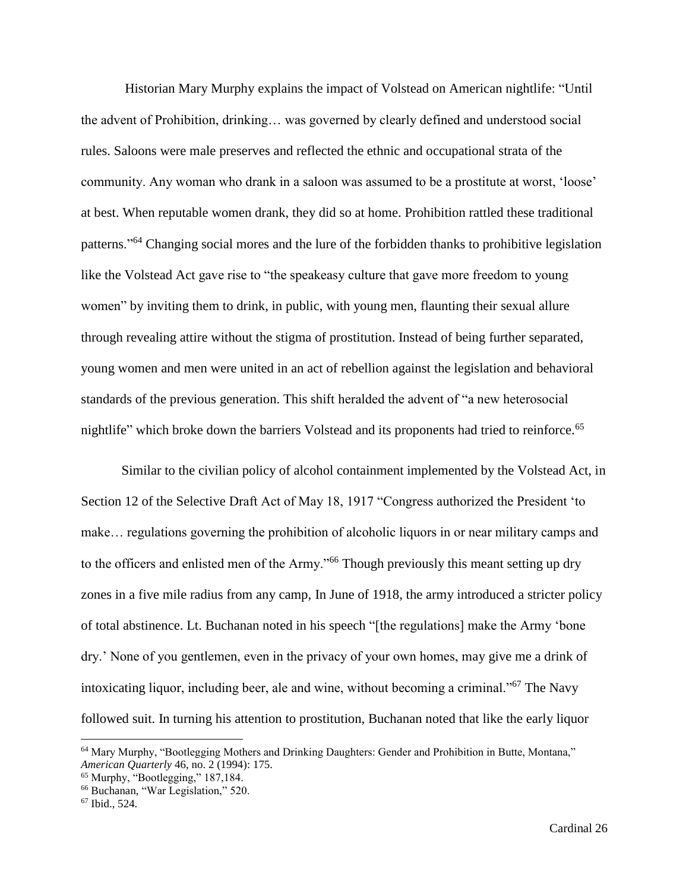Historian Mary Murphy explains the impact of Volstead on American nightlife: "Until the advent of Prohibition, drinking… was governed by clearly defined and understood social rules. Saloons were male preserves and reflected the ethnic and occupational strata of the community. Any woman who drank in a saloon was assumed to be a prostitute at worst, 'loose' at best. When reputable women drank, they did so at home. Prohibition rattled these traditional patterns."[64] Changing social mores and the lure of the forbidden thanks to prohibitive legislation like the Volstead Act gave rise to "the speakeasy culture that gave more freedom to young women" by inviting them to drink, in public, with young men, flaunting their sexual allure through revealing attire without the stigma of prostitution. Instead of being further separated, young women and men were united in an act of rebellion against the legislation and behavioral standards of the previous generation. This shift heralded the advent of "a new heterosocial nightlife" which broke down the barriers Volstead and its proponents had tried to reinforce.[65]

Similar to the civilian policy of alcohol containment implemented by the Volstead Act, in Section 12 of the Selective Draft Act of May 18, 1917 "Congress authorized the President 'to make… regulations governing the prohibition of alcoholic liquors in or near military camps and to the officers and enlisted men of the Army."[66] Though previously this meant setting up dry zones in a five mile radius from any camp, In June of 1918, the army introduced a stricter policy of total abstinence. Lt. Buchanan noted in his speech "[the regulations] make the Army 'bone dry.' None of you gentlemen, even in the privacy of your own homes, may give me a drink of intoxicating liquor, including beer, ale and wine, without becoming a criminal."[67] The Navy followed suit. In turning his attention to prostitution, Buchanan noted that like the early liquor

---

[64] Mary Murphy, "Bootlegging Mothers and Drinking Daughters: Gender and Prohibition in Butte, Montana," *American Quarterly* 46, no. 2 (1994): 175.

[65] Murphy, "Bootlegging," 187,184.

[66] Buchanan, "War Legislation," 520.

[67] Ibid., 524.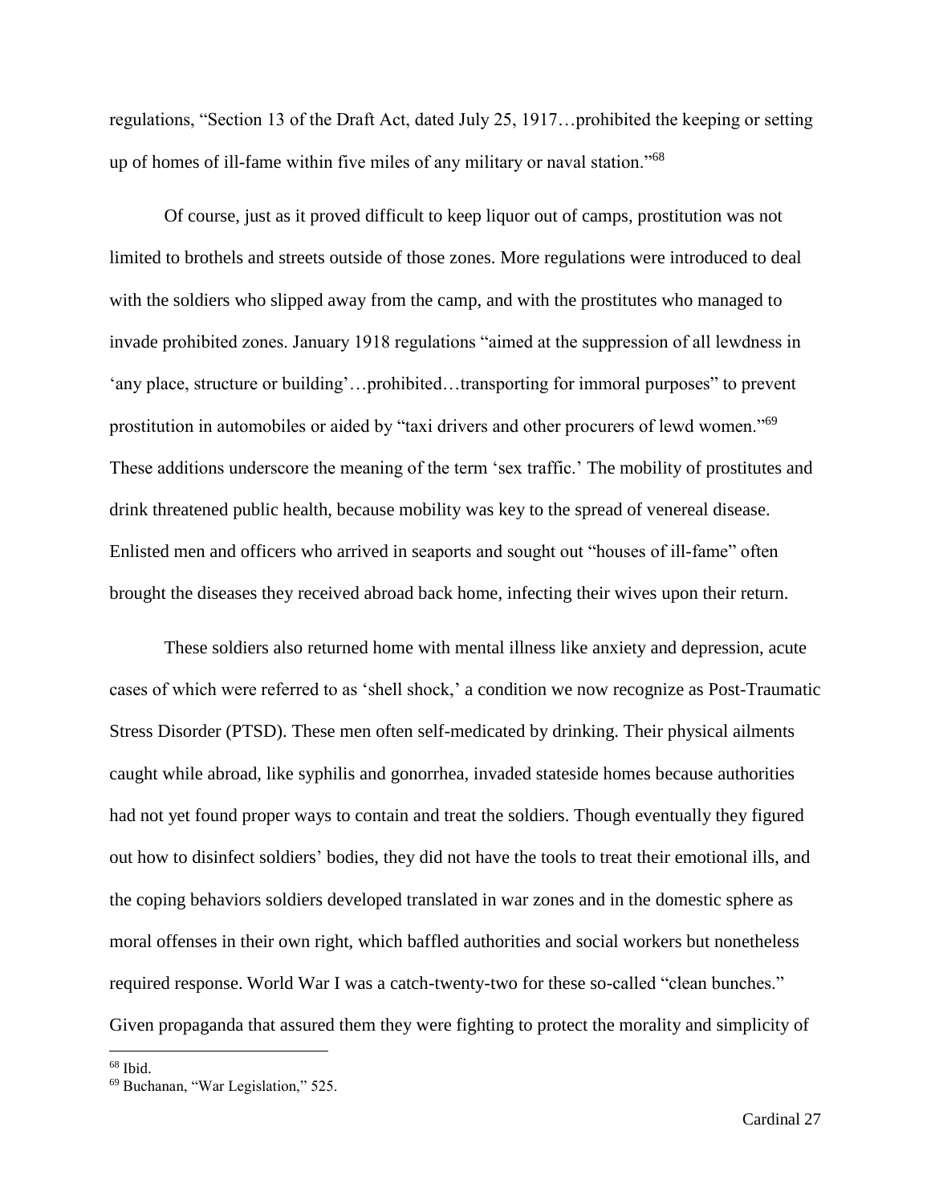regulations, "Section 13 of the Draft Act, dated July 25, 1917…prohibited the keeping or setting up of homes of ill-fame within five miles of any military or naval station."[68]

Of course, just as it proved difficult to keep liquor out of camps, prostitution was not limited to brothels and streets outside of those zones. More regulations were introduced to deal with the soldiers who slipped away from the camp, and with the prostitutes who managed to invade prohibited zones. January 1918 regulations "aimed at the suppression of all lewdness in 'any place, structure or building'…prohibited…transporting for immoral purposes" to prevent prostitution in automobiles or aided by "taxi drivers and other procurers of lewd women."[69] These additions underscore the meaning of the term 'sex traffic.' The mobility of prostitutes and drink threatened public health, because mobility was key to the spread of venereal disease. Enlisted men and officers who arrived in seaports and sought out "houses of ill-fame" often brought the diseases they received abroad back home, infecting their wives upon their return.

These soldiers also returned home with mental illness like anxiety and depression, acute cases of which were referred to as 'shell shock,' a condition we now recognize as Post-Traumatic Stress Disorder (PTSD). These men often self-medicated by drinking. Their physical ailments caught while abroad, like syphilis and gonorrhea, invaded stateside homes because authorities had not yet found proper ways to contain and treat the soldiers. Though eventually they figured out how to disinfect soldiers' bodies, they did not have the tools to treat their emotional ills, and the coping behaviors soldiers developed translated in war zones and in the domestic sphere as moral offenses in their own right, which baffled authorities and social workers but nonetheless required response. World War I was a catch-twenty-two for these so-called "clean bunches." Given propaganda that assured them they were fighting to protect the morality and simplicity of

---

[68] Ibid.

[69] Buchanan, "War Legislation," 525.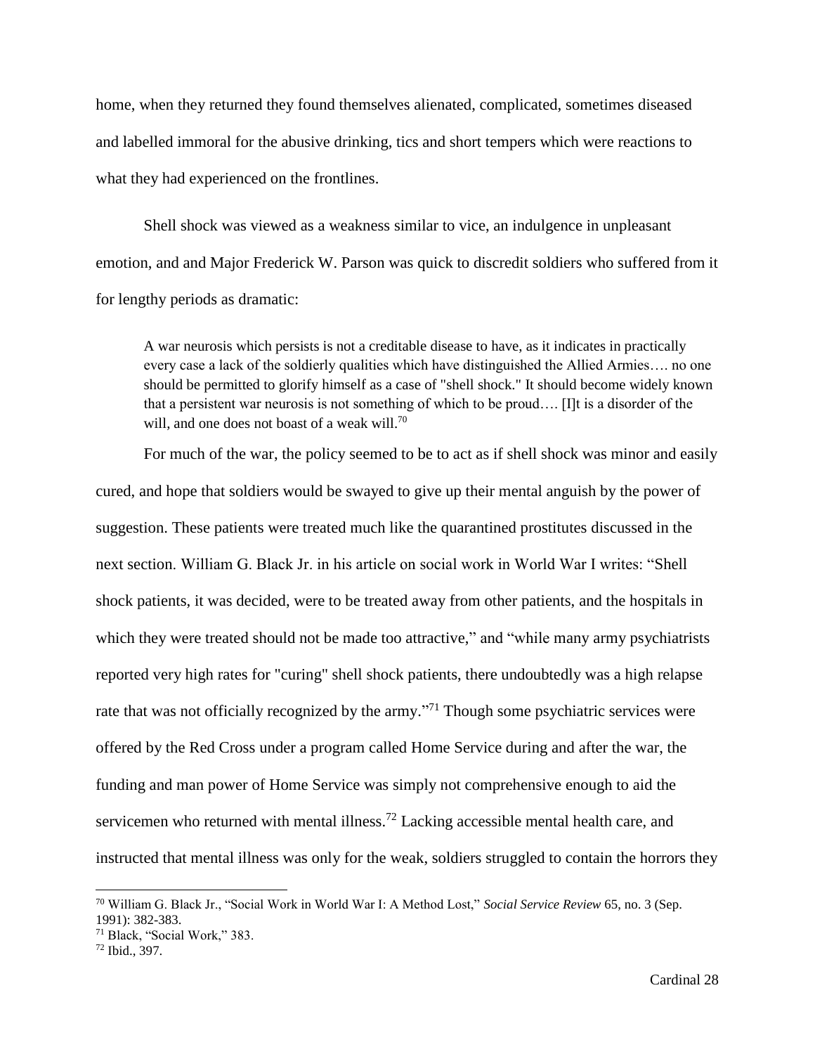home, when they returned they found themselves alienated, complicated, sometimes diseased and labelled immoral for the abusive drinking, tics and short tempers which were reactions to what they had experienced on the frontlines.

Shell shock was viewed as a weakness similar to vice, an indulgence in unpleasant emotion, and and Major Frederick W. Parson was quick to discredit soldiers who suffered from it for lengthy periods as dramatic:

> A war neurosis which persists is not a creditable disease to have, as it indicates in practically every case a lack of the soldierly qualities which have distinguished the Allied Armies…. no one should be permitted to glorify himself as a case of "shell shock." It should become widely known that a persistent war neurosis is not something of which to be proud…. [I]t is a disorder of the will, and one does not boast of a weak will.[70]

For much of the war, the policy seemed to be to act as if shell shock was minor and easily cured, and hope that soldiers would be swayed to give up their mental anguish by the power of suggestion. These patients were treated much like the quarantined prostitutes discussed in the next section. William G. Black Jr. in his article on social work in World War I writes: "Shell shock patients, it was decided, were to be treated away from other patients, and the hospitals in which they were treated should not be made too attractive," and "while many army psychiatrists reported very high rates for "curing" shell shock patients, there undoubtedly was a high relapse rate that was not officially recognized by the army."[71] Though some psychiatric services were offered by the Red Cross under a program called Home Service during and after the war, the funding and man power of Home Service was simply not comprehensive enough to aid the servicemen who returned with mental illness.[72] Lacking accessible mental health care, and instructed that mental illness was only for the weak, soldiers struggled to contain the horrors they

---

[70] William G. Black Jr., "Social Work in World War I: A Method Lost," *Social Service Review* 65, no. 3 (Sep. 1991): 382-383.

[71] Black, "Social Work," 383.

[72] Ibid., 397.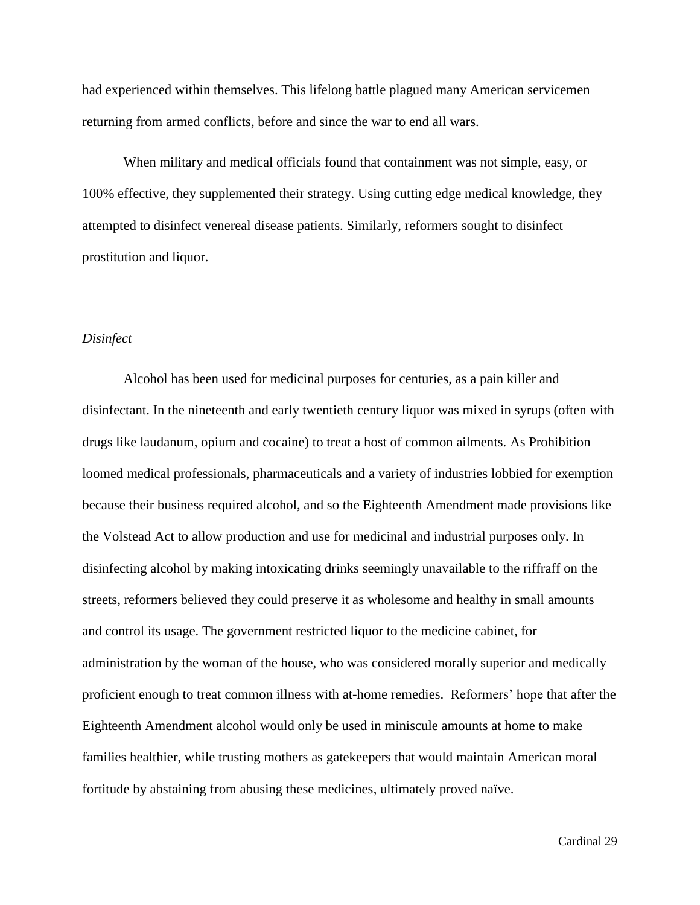had experienced within themselves. This lifelong battle plagued many American servicemen returning from armed conflicts, before and since the war to end all wars.

When military and medical officials found that containment was not simple, easy, or 100% effective, they supplemented their strategy. Using cutting edge medical knowledge, they attempted to disinfect venereal disease patients. Similarly, reformers sought to disinfect prostitution and liquor.

### *Disinfect*

Alcohol has been used for medicinal purposes for centuries, as a pain killer and disinfectant. In the nineteenth and early twentieth century liquor was mixed in syrups (often with drugs like laudanum, opium and cocaine) to treat a host of common ailments. As Prohibition loomed medical professionals, pharmaceuticals and a variety of industries lobbied for exemption because their business required alcohol, and so the Eighteenth Amendment made provisions like the Volstead Act to allow production and use for medicinal and industrial purposes only. In disinfecting alcohol by making intoxicating drinks seemingly unavailable to the riffraff on the streets, reformers believed they could preserve it as wholesome and healthy in small amounts and control its usage. The government restricted liquor to the medicine cabinet, for administration by the woman of the house, who was considered morally superior and medically proficient enough to treat common illness with at-home remedies. Reformers' hope that after the Eighteenth Amendment alcohol would only be used in miniscule amounts at home to make families healthier, while trusting mothers as gatekeepers that would maintain American moral fortitude by abstaining from abusing these medicines, ultimately proved naïve.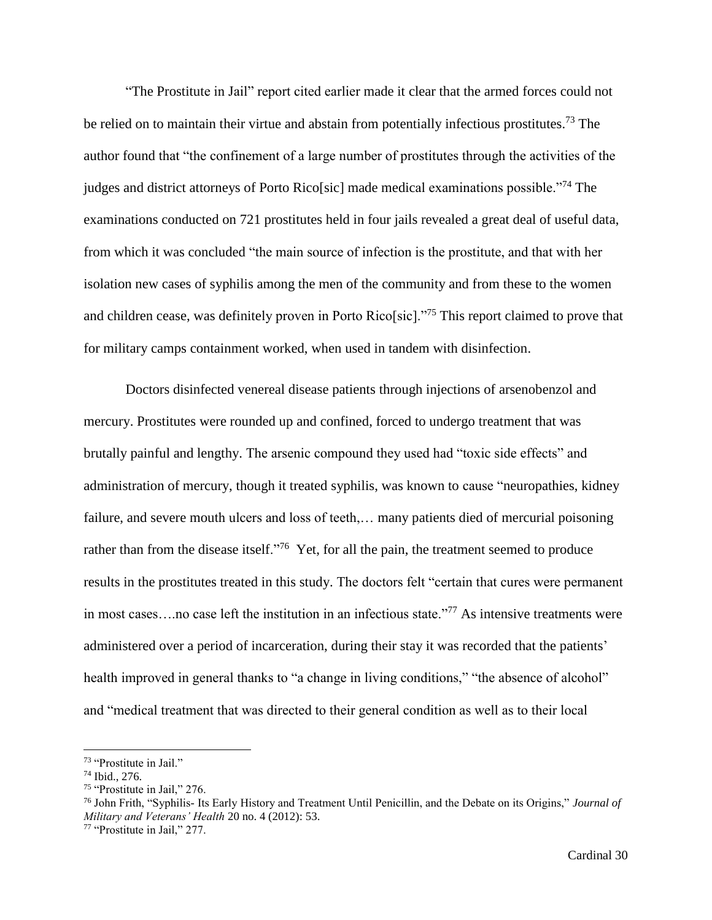"The Prostitute in Jail" report cited earlier made it clear that the armed forces could not be relied on to maintain their virtue and abstain from potentially infectious prostitutes.[73] The author found that "the confinement of a large number of prostitutes through the activities of the judges and district attorneys of Porto Rico[sic] made medical examinations possible."[74] The examinations conducted on 721 prostitutes held in four jails revealed a great deal of useful data, from which it was concluded "the main source of infection is the prostitute, and that with her isolation new cases of syphilis among the men of the community and from these to the women and children cease, was definitely proven in Porto Rico[sic]."[75] This report claimed to prove that for military camps containment worked, when used in tandem with disinfection.

Doctors disinfected venereal disease patients through injections of arsenobenzol and mercury. Prostitutes were rounded up and confined, forced to undergo treatment that was brutally painful and lengthy. The arsenic compound they used had "toxic side effects" and administration of mercury, though it treated syphilis, was known to cause "neuropathies, kidney failure, and severe mouth ulcers and loss of teeth,… many patients died of mercurial poisoning rather than from the disease itself."[76] Yet, for all the pain, the treatment seemed to produce results in the prostitutes treated in this study. The doctors felt "certain that cures were permanent in most cases….no case left the institution in an infectious state."[77] As intensive treatments were administered over a period of incarceration, during their stay it was recorded that the patients' health improved in general thanks to "a change in living conditions," "the absence of alcohol" and "medical treatment that was directed to their general condition as well as to their local

---

[73] "Prostitute in Jail."

[74] Ibid., 276.

[75] "Prostitute in Jail," 276.

[76] John Frith, "Syphilis- Its Early History and Treatment Until Penicillin, and the Debate on its Origins," *Journal of Military and Veterans' Health* 20 no. 4 (2012): 53.

[77] "Prostitute in Jail," 277.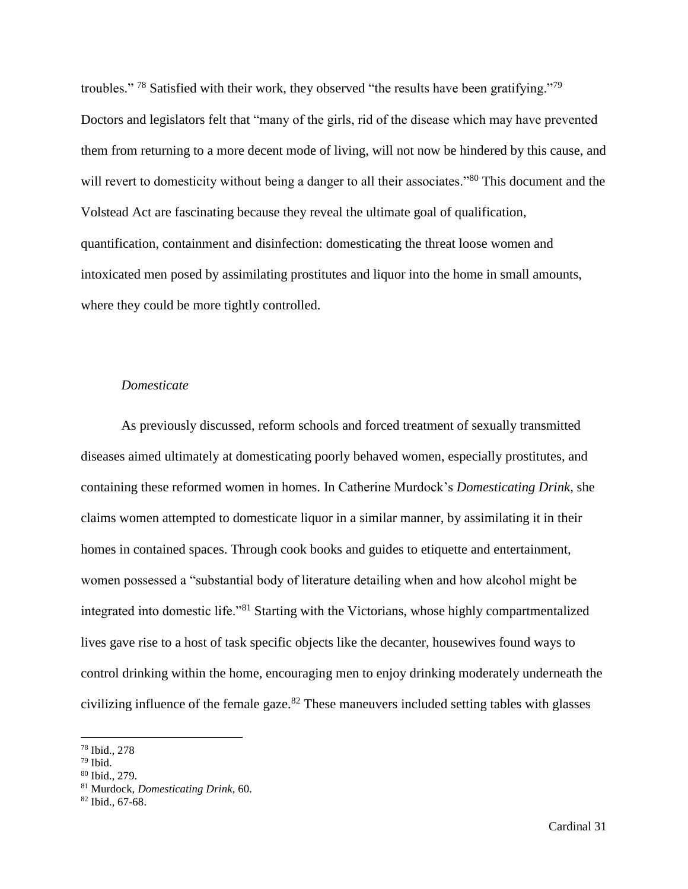troubles." [78] Satisfied with their work, they observed "the results have been gratifying."[79] Doctors and legislators felt that "many of the girls, rid of the disease which may have prevented them from returning to a more decent mode of living, will not now be hindered by this cause, and will revert to domesticity without being a danger to all their associates."[80] This document and the Volstead Act are fascinating because they reveal the ultimate goal of qualification, quantification, containment and disinfection: domesticating the threat loose women and intoxicated men posed by assimilating prostitutes and liquor into the home in small amounts, where they could be more tightly controlled.

### *Domesticate*

As previously discussed, reform schools and forced treatment of sexually transmitted diseases aimed ultimately at domesticating poorly behaved women, especially prostitutes, and containing these reformed women in homes. In Catherine Murdock's *Domesticating Drink*, she claims women attempted to domesticate liquor in a similar manner, by assimilating it in their homes in contained spaces. Through cook books and guides to etiquette and entertainment, women possessed a "substantial body of literature detailing when and how alcohol might be integrated into domestic life."[81] Starting with the Victorians, whose highly compartmentalized lives gave rise to a host of task specific objects like the decanter, housewives found ways to control drinking within the home, encouraging men to enjoy drinking moderately underneath the civilizing influence of the female gaze.[82] These maneuvers included setting tables with glasses

---

[78] Ibid., 278

[79] Ibid.

[80] Ibid., 279.

[81] Murdock, *Domesticating Drink*, 60.

[82] Ibid., 67-68.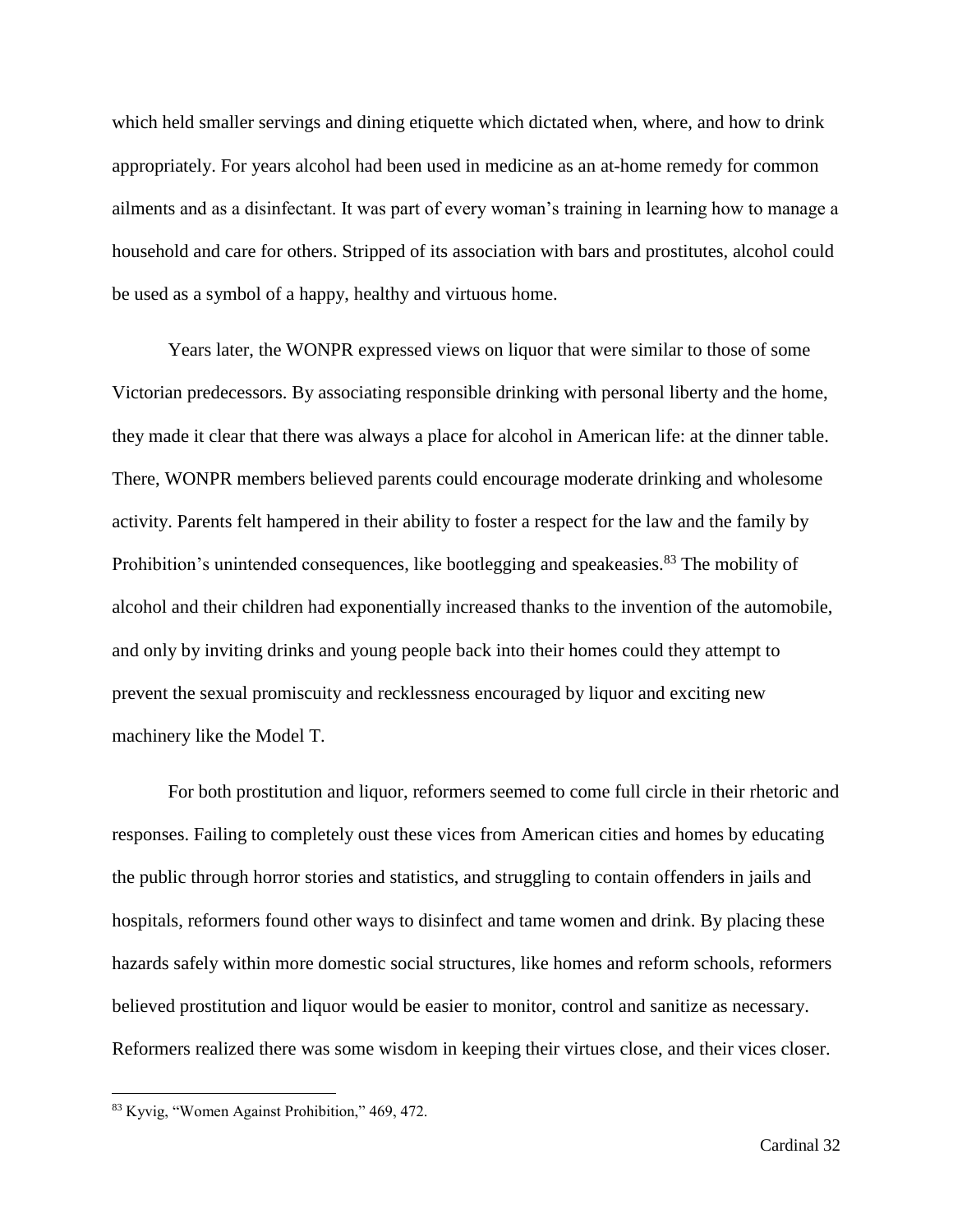which held smaller servings and dining etiquette which dictated when, where, and how to drink appropriately. For years alcohol had been used in medicine as an at-home remedy for common ailments and as a disinfectant. It was part of every woman's training in learning how to manage a household and care for others. Stripped of its association with bars and prostitutes, alcohol could be used as a symbol of a happy, healthy and virtuous home.

Years later, the WONPR expressed views on liquor that were similar to those of some Victorian predecessors. By associating responsible drinking with personal liberty and the home, they made it clear that there was always a place for alcohol in American life: at the dinner table. There, WONPR members believed parents could encourage moderate drinking and wholesome activity. Parents felt hampered in their ability to foster a respect for the law and the family by Prohibition's unintended consequences, like bootlegging and speakeasies.[83] The mobility of alcohol and their children had exponentially increased thanks to the invention of the automobile, and only by inviting drinks and young people back into their homes could they attempt to prevent the sexual promiscuity and recklessness encouraged by liquor and exciting new machinery like the Model T.

For both prostitution and liquor, reformers seemed to come full circle in their rhetoric and responses. Failing to completely oust these vices from American cities and homes by educating the public through horror stories and statistics, and struggling to contain offenders in jails and hospitals, reformers found other ways to disinfect and tame women and drink. By placing these hazards safely within more domestic social structures, like homes and reform schools, reformers believed prostitution and liquor would be easier to monitor, control and sanitize as necessary. Reformers realized there was some wisdom in keeping their virtues close, and their vices closer.

---

[83] Kyvig, "Women Against Prohibition," 469, 472.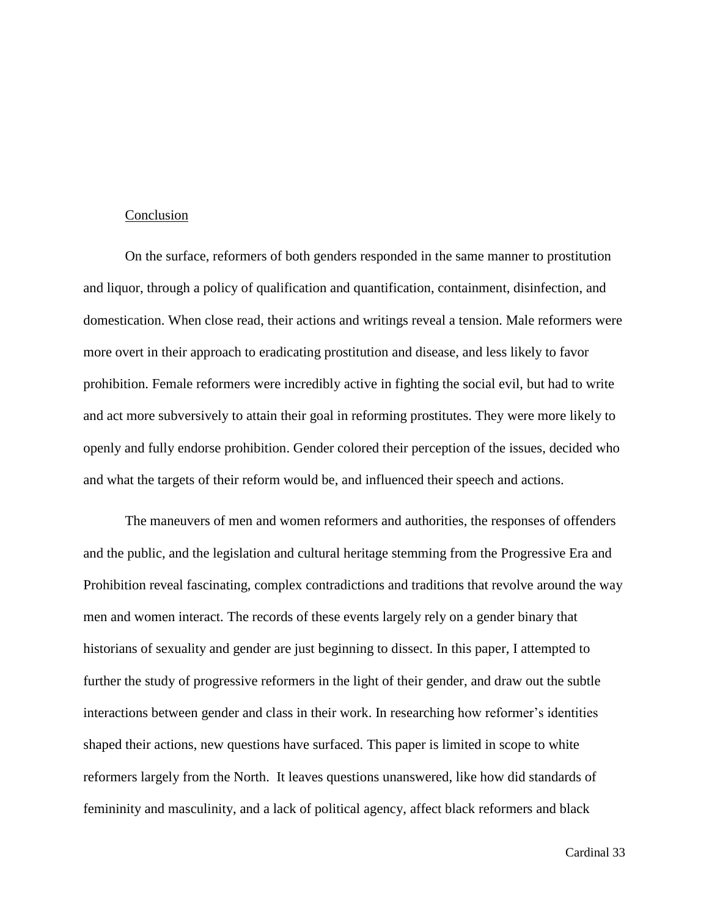## Conclusion

On the surface, reformers of both genders responded in the same manner to prostitution and liquor, through a policy of qualification and quantification, containment, disinfection, and domestication. When close read, their actions and writings reveal a tension. Male reformers were more overt in their approach to eradicating prostitution and disease, and less likely to favor prohibition. Female reformers were incredibly active in fighting the social evil, but had to write and act more subversively to attain their goal in reforming prostitutes. They were more likely to openly and fully endorse prohibition. Gender colored their perception of the issues, decided who and what the targets of their reform would be, and influenced their speech and actions.

The maneuvers of men and women reformers and authorities, the responses of offenders and the public, and the legislation and cultural heritage stemming from the Progressive Era and Prohibition reveal fascinating, complex contradictions and traditions that revolve around the way men and women interact. The records of these events largely rely on a gender binary that historians of sexuality and gender are just beginning to dissect. In this paper, I attempted to further the study of progressive reformers in the light of their gender, and draw out the subtle interactions between gender and class in their work. In researching how reformer's identities shaped their actions, new questions have surfaced. This paper is limited in scope to white reformers largely from the North. It leaves questions unanswered, like how did standards of femininity and masculinity, and a lack of political agency, affect black reformers and black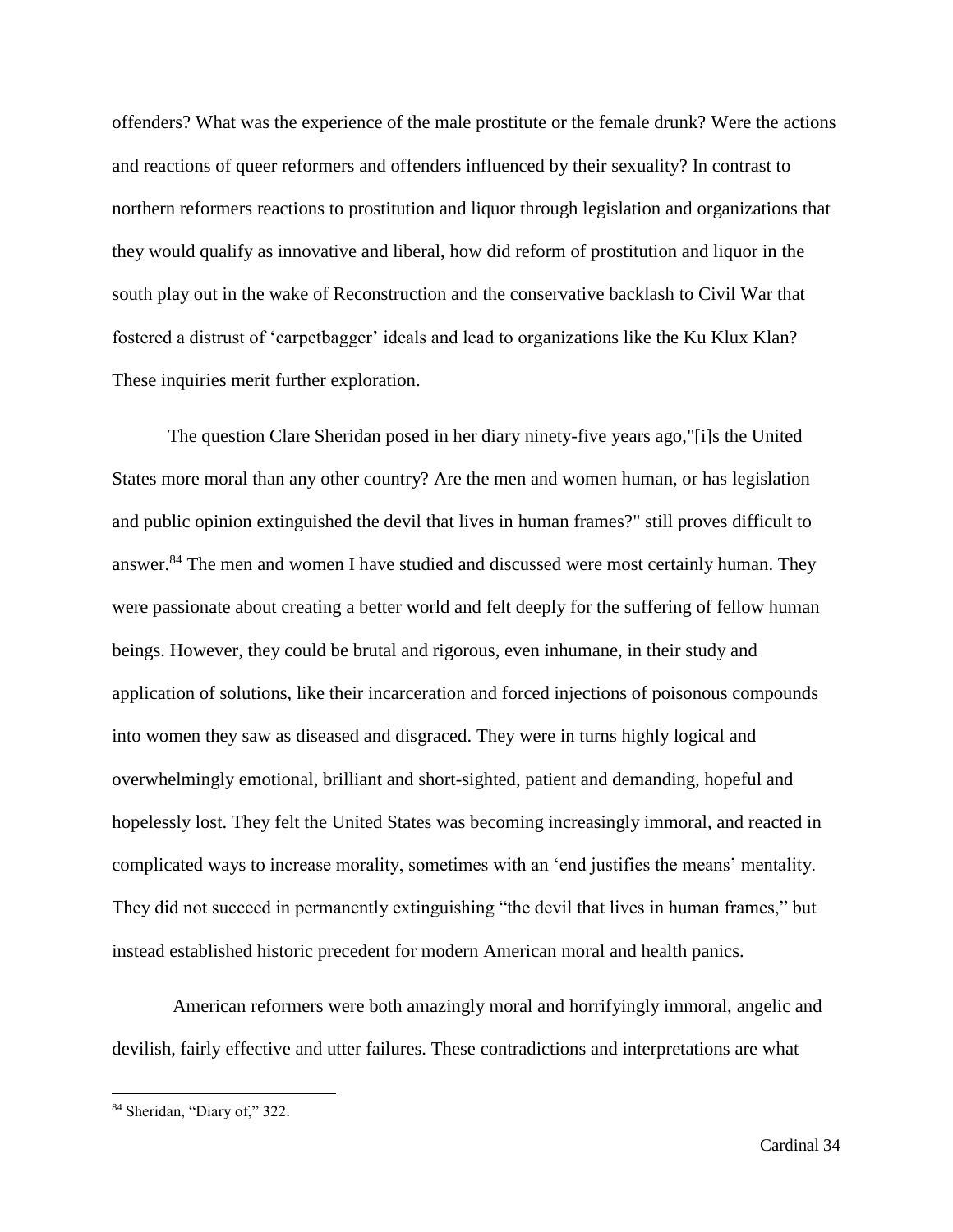offenders? What was the experience of the male prostitute or the female drunk? Were the actions and reactions of queer reformers and offenders influenced by their sexuality? In contrast to northern reformers reactions to prostitution and liquor through legislation and organizations that they would qualify as innovative and liberal, how did reform of prostitution and liquor in the south play out in the wake of Reconstruction and the conservative backlash to Civil War that fostered a distrust of 'carpetbagger' ideals and lead to organizations like the Ku Klux Klan? These inquiries merit further exploration.

The question Clare Sheridan posed in her diary ninety-five years ago,"[i]s the United States more moral than any other country? Are the men and women human, or has legislation and public opinion extinguished the devil that lives in human frames?" still proves difficult to answer.[84] The men and women I have studied and discussed were most certainly human. They were passionate about creating a better world and felt deeply for the suffering of fellow human beings. However, they could be brutal and rigorous, even inhumane, in their study and application of solutions, like their incarceration and forced injections of poisonous compounds into women they saw as diseased and disgraced. They were in turns highly logical and overwhelmingly emotional, brilliant and short-sighted, patient and demanding, hopeful and hopelessly lost. They felt the United States was becoming increasingly immoral, and reacted in complicated ways to increase morality, sometimes with an 'end justifies the means' mentality. They did not succeed in permanently extinguishing "the devil that lives in human frames," but instead established historic precedent for modern American moral and health panics.

American reformers were both amazingly moral and horrifyingly immoral, angelic and devilish, fairly effective and utter failures. These contradictions and interpretations are what

[84] Sheridan, "Diary of," 322.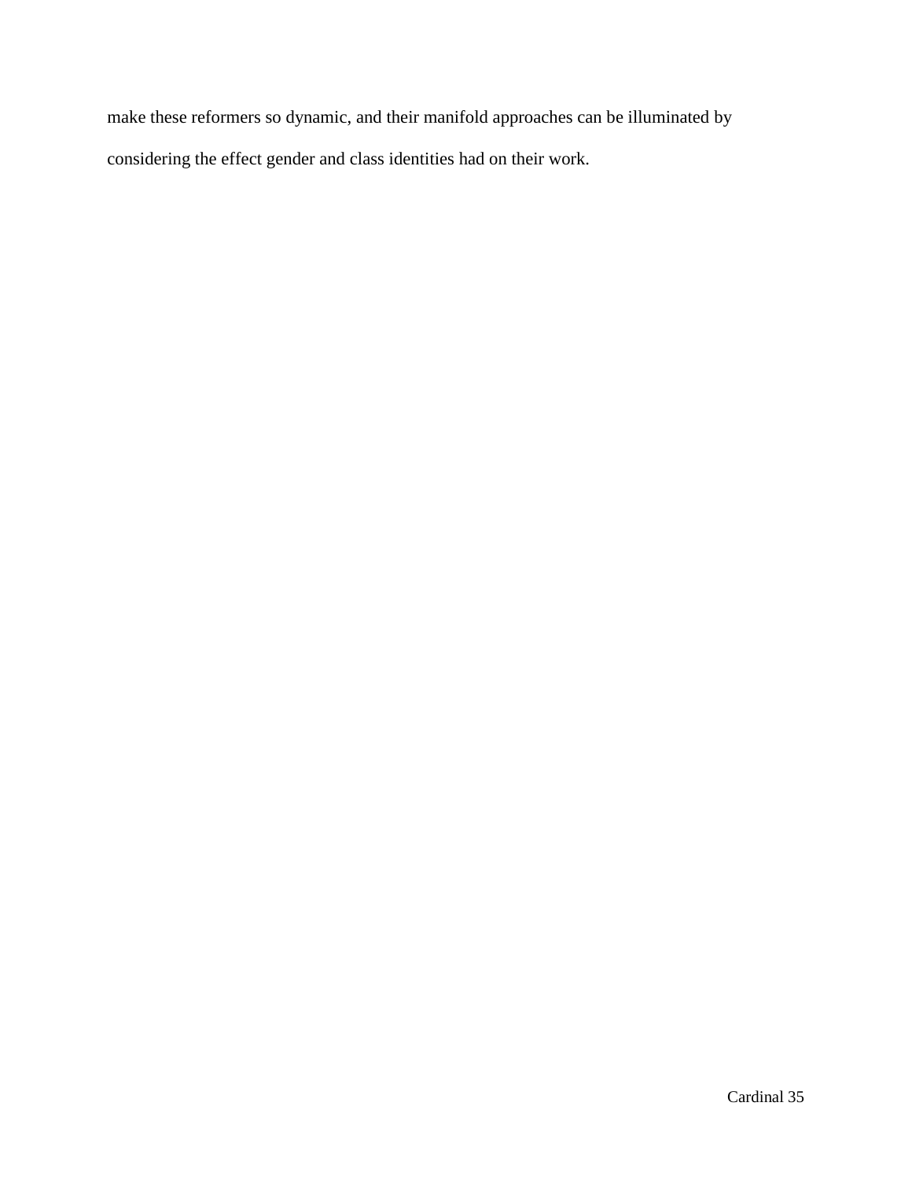make these reformers so dynamic, and their manifold approaches can be illuminated by considering the effect gender and class identities had on their work.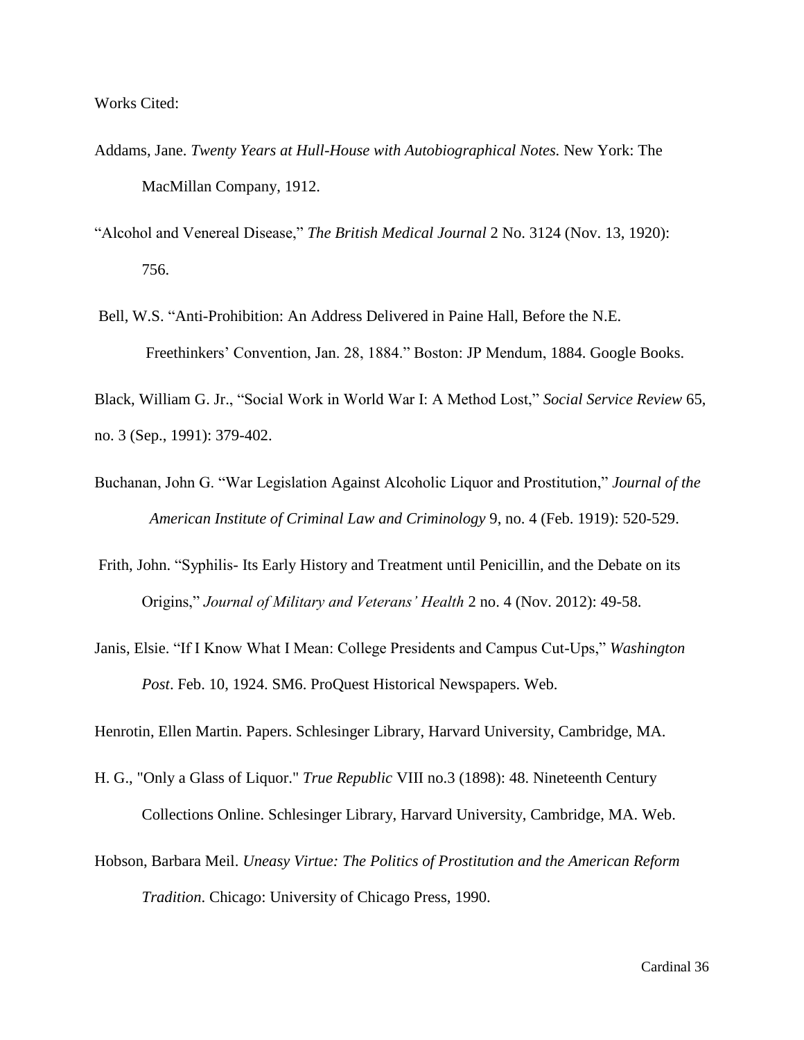Works Cited:

Addams, Jane. *Twenty Years at Hull-House with Autobiographical Notes.* New York: The MacMillan Company, 1912.

"Alcohol and Venereal Disease," *The British Medical Journal* 2 No. 3124 (Nov. 13, 1920): 756.

Bell, W.S. "Anti-Prohibition: An Address Delivered in Paine Hall, Before the N.E. Freethinkers' Convention, Jan. 28, 1884." Boston: JP Mendum, 1884. Google Books.

Black, William G. Jr., "Social Work in World War I: A Method Lost," *Social Service Review* 65, no. 3 (Sep., 1991): 379-402.

Buchanan, John G. "War Legislation Against Alcoholic Liquor and Prostitution," *Journal of the American Institute of Criminal Law and Criminology* 9, no. 4 (Feb. 1919): 520-529.

Frith, John. "Syphilis- Its Early History and Treatment until Penicillin, and the Debate on its Origins," *Journal of Military and Veterans' Health* 2 no. 4 (Nov. 2012): 49-58.

Janis, Elsie. "If I Know What I Mean: College Presidents and Campus Cut-Ups," *Washington Post*. Feb. 10, 1924. SM6. ProQuest Historical Newspapers. Web.

Henrotin, Ellen Martin. Papers. Schlesinger Library, Harvard University, Cambridge, MA.

H. G., "Only a Glass of Liquor." *True Republic* VIII no.3 (1898): 48. Nineteenth Century Collections Online. Schlesinger Library, Harvard University, Cambridge, MA. Web.

Hobson, Barbara Meil. *Uneasy Virtue: The Politics of Prostitution and the American Reform Tradition*. Chicago: University of Chicago Press, 1990.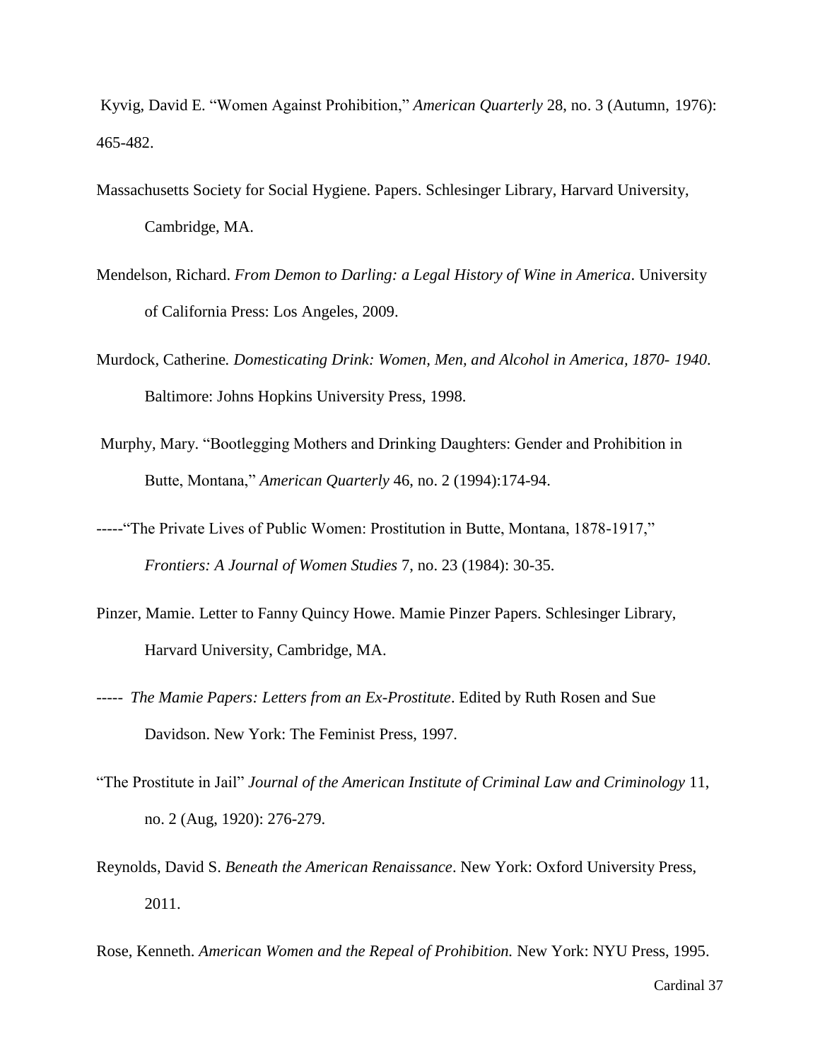Kyvig, David E. "Women Against Prohibition," *American Quarterly* 28, no. 3 (Autumn, 1976): 465-482.

Massachusetts Society for Social Hygiene. Papers. Schlesinger Library, Harvard University, Cambridge, MA.

Mendelson, Richard. *From Demon to Darling: a Legal History of Wine in America*. University of California Press: Los Angeles, 2009.

Murdock, Catherine. *Domesticating Drink: Women, Men, and Alcohol in America, 1870- 1940*. Baltimore: Johns Hopkins University Press, 1998.

Murphy, Mary. "Bootlegging Mothers and Drinking Daughters: Gender and Prohibition in Butte, Montana," *American Quarterly* 46, no. 2 (1994):174-94.

-----"The Private Lives of Public Women: Prostitution in Butte, Montana, 1878-1917," *Frontiers: A Journal of Women Studies* 7, no. 23 (1984): 30-35.

Pinzer, Mamie. Letter to Fanny Quincy Howe. Mamie Pinzer Papers. Schlesinger Library, Harvard University, Cambridge, MA.

----- *The Mamie Papers: Letters from an Ex-Prostitute*. Edited by Ruth Rosen and Sue Davidson. New York: The Feminist Press, 1997.

"The Prostitute in Jail" *Journal of the American Institute of Criminal Law and Criminology* 11, no. 2 (Aug, 1920): 276-279.

Reynolds, David S. *Beneath the American Renaissance*. New York: Oxford University Press, 2011.

Rose, Kenneth. *American Women and the Repeal of Prohibition.* New York: NYU Press, 1995.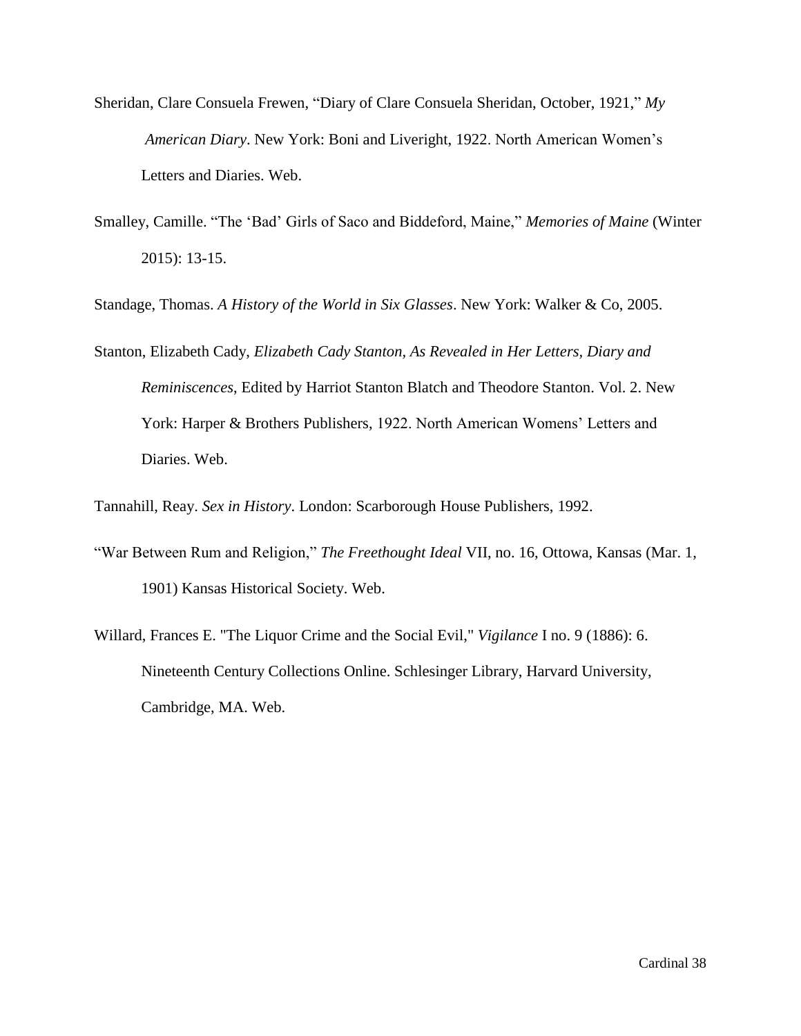Sheridan, Clare Consuela Frewen, "Diary of Clare Consuela Sheridan, October, 1921," *My American Diary*. New York: Boni and Liveright, 1922. North American Women's Letters and Diaries. Web.

Smalley, Camille. "The 'Bad' Girls of Saco and Biddeford, Maine," *Memories of Maine* (Winter 2015): 13-15.

Standage, Thomas. *A History of the World in Six Glasses*. New York: Walker & Co, 2005.

Stanton, Elizabeth Cady, *Elizabeth Cady Stanton, As Revealed in Her Letters, Diary and Reminiscences*, Edited by Harriot Stanton Blatch and Theodore Stanton. Vol. 2. New York: Harper & Brothers Publishers, 1922. North American Womens' Letters and Diaries. Web.

Tannahill, Reay. *Sex in History*. London: Scarborough House Publishers, 1992.

"War Between Rum and Religion," *The Freethought Ideal* VII, no. 16, Ottowa, Kansas (Mar. 1, 1901) Kansas Historical Society. Web.

Willard, Frances E. "The Liquor Crime and the Social Evil," *Vigilance* I no. 9 (1886): 6. Nineteenth Century Collections Online. Schlesinger Library, Harvard University, Cambridge, MA. Web.